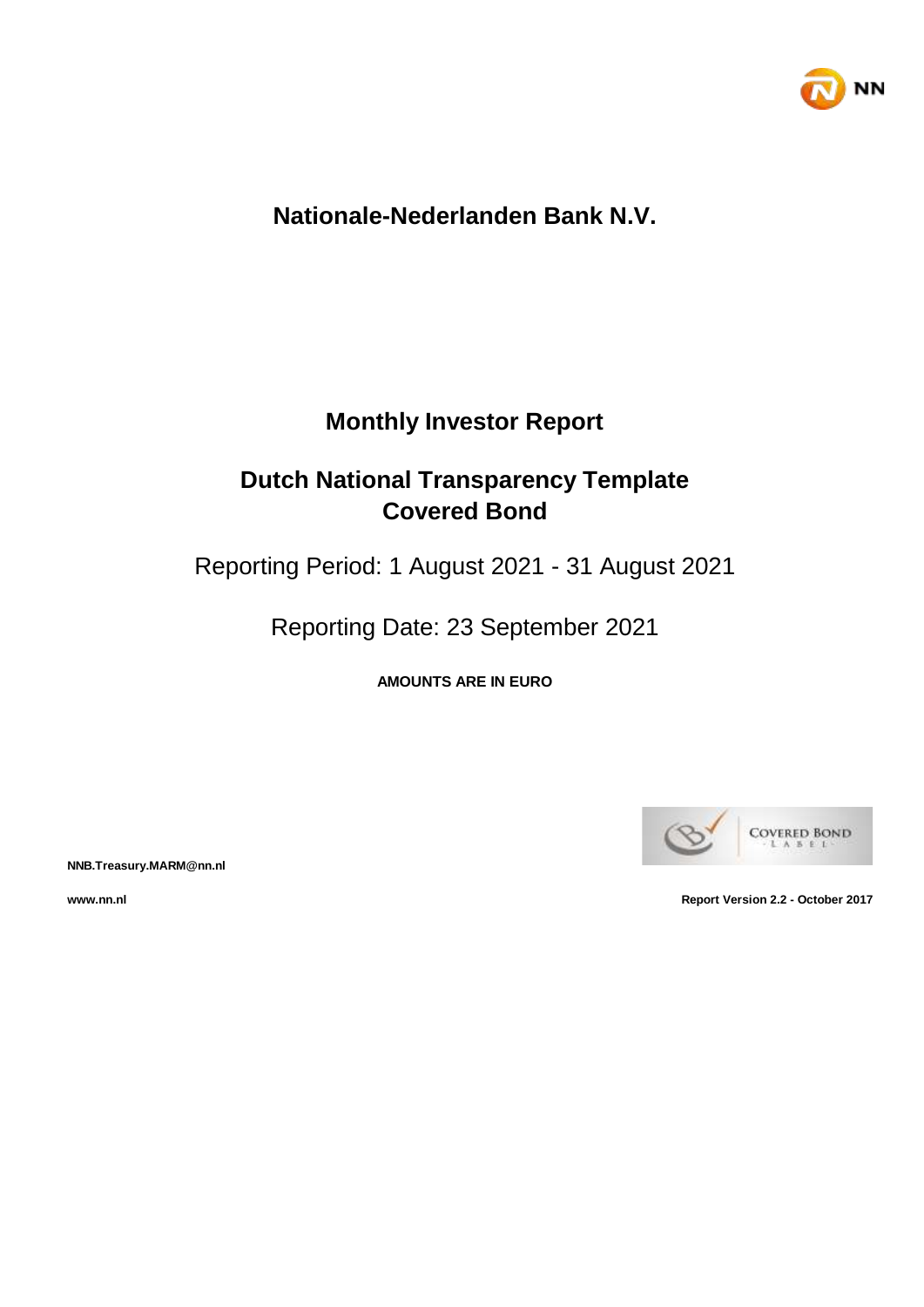# Nationale-Nederlanden Bank N.V.

## Monthly Investor Report

## Dutch National Transparency Template Covered Bond

Reporting Period: 1 August 2021 - 31 August 2021

Reporting Date: 23 September 2021

**AMOUNTS ARE IN EURO**

**NNB.Treasury.MARM@nn.nl**

**www.nn.nl**

**Report Version 2.2 - October 2017**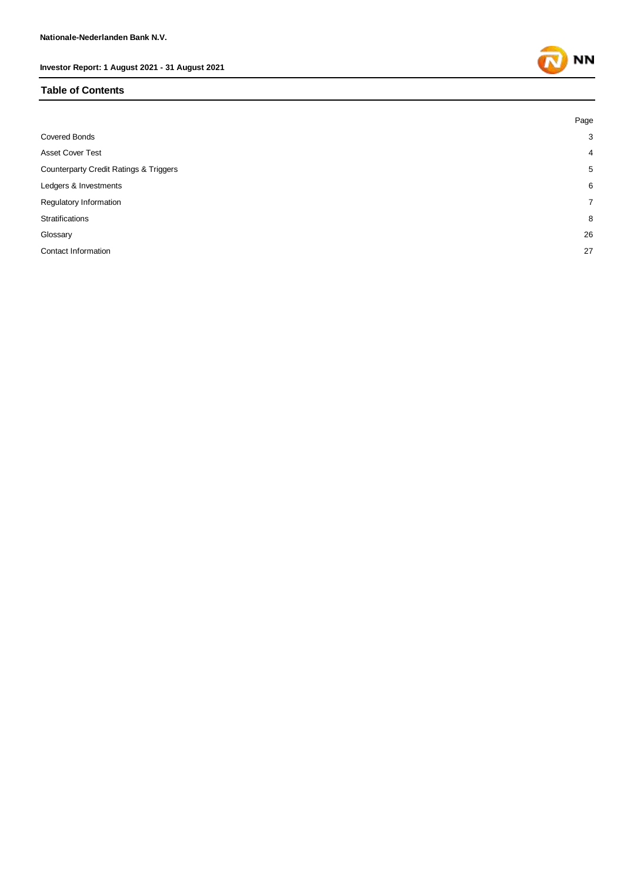## Table of Contents

| | Page |
|---|---|
| Covered Bonds | 3 |
| Asset Cover Test | 4 |
| Counterparty Credit Ratings & Triggers | 5 |
| Ledgers & Investments | 6 |
| Regulatory Information | 7 |
| Stratifications | 8 |
| Glossary | 26 |
| Contact Information | 27 |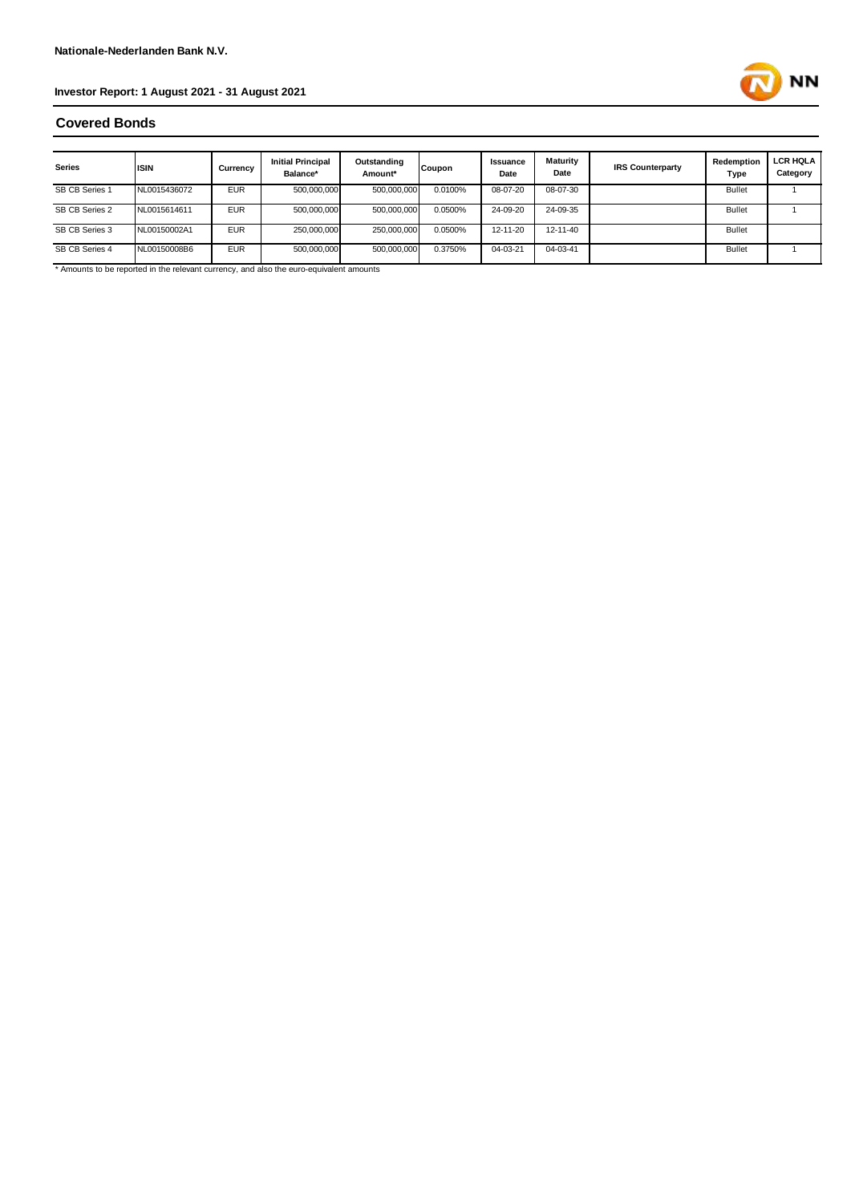## Covered Bonds

| Series | ISIN | Currency | Initial Principal Balance* | Outstanding Amount* | Coupon | Issuance Date | Maturity Date | IRS Counterparty | Redemption Type | LCR HQLA Category |
|---|---|---|---|---|---|---|---|---|---|---|
| SB CB Series 1 | NL0015436072 | EUR | 500,000,000 | 500,000,000 | 0.0100% | 08-07-20 | 08-07-30 | | Bullet | 1 |
| SB CB Series 2 | NL0015614611 | EUR | 500,000,000 | 500,000,000 | 0.0500% | 24-09-20 | 24-09-35 | | Bullet | 1 |
| SB CB Series 3 | NL00150002A1 | EUR | 250,000,000 | 250,000,000 | 0.0500% | 12-11-20 | 12-11-40 | | Bullet | |
| SB CB Series 4 | NL00150008B6 | EUR | 500,000,000 | 500,000,000 | 0.3750% | 04-03-21 | 04-03-41 | | Bullet | 1 |

* Amounts to be reported in the relevant currency, and also the euro-equivalent amounts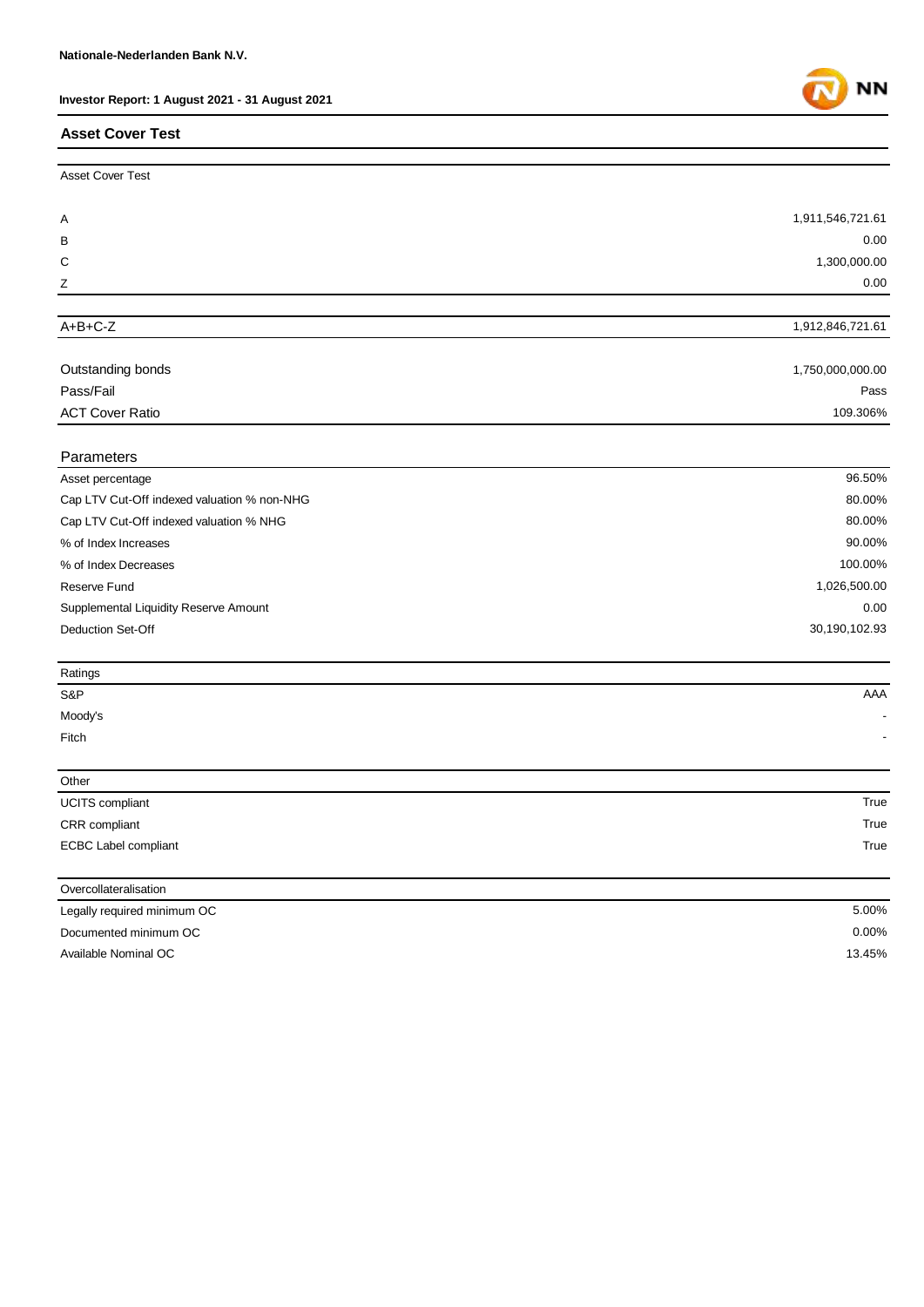## Asset Cover Test

| Asset Cover Test | |
|---|---|
| A | 1,911,546,721.61 |
| B | 0.00 |
| C | 1,300,000.00 |
| Z | 0.00 |

| | |
|---|---|
| A+B+C-Z | 1,912,846,721.61 |

| | |
|---|---|
| Outstanding bonds | 1,750,000,000.00 |
| Pass/Fail | Pass |
| ACT Cover Ratio | 109.306% |

| Parameters | |
|---|---|
| Asset percentage | 96.50% |
| Cap LTV Cut-Off indexed valuation % non-NHG | 80.00% |
| Cap LTV Cut-Off indexed valuation % NHG | 80.00% |
| % of Index Increases | 90.00% |
| % of Index Decreases | 100.00% |
| Reserve Fund | 1,026,500.00 |
| Supplemental Liquidity Reserve Amount | 0.00 |
| Deduction Set-Off | 30,190,102.93 |

| Ratings | |
|---|---|
| S&P | AAA |
| Moody's | - |
| Fitch | - |

| Other | |
|---|---|
| UCITS compliant | True |
| CRR compliant | True |
| ECBC Label compliant | True |

| Overcollateralisation | |
|---|---|
| Legally required minimum OC | 5.00% |
| Documented minimum OC | 0.00% |
| Available Nominal OC | 13.45% |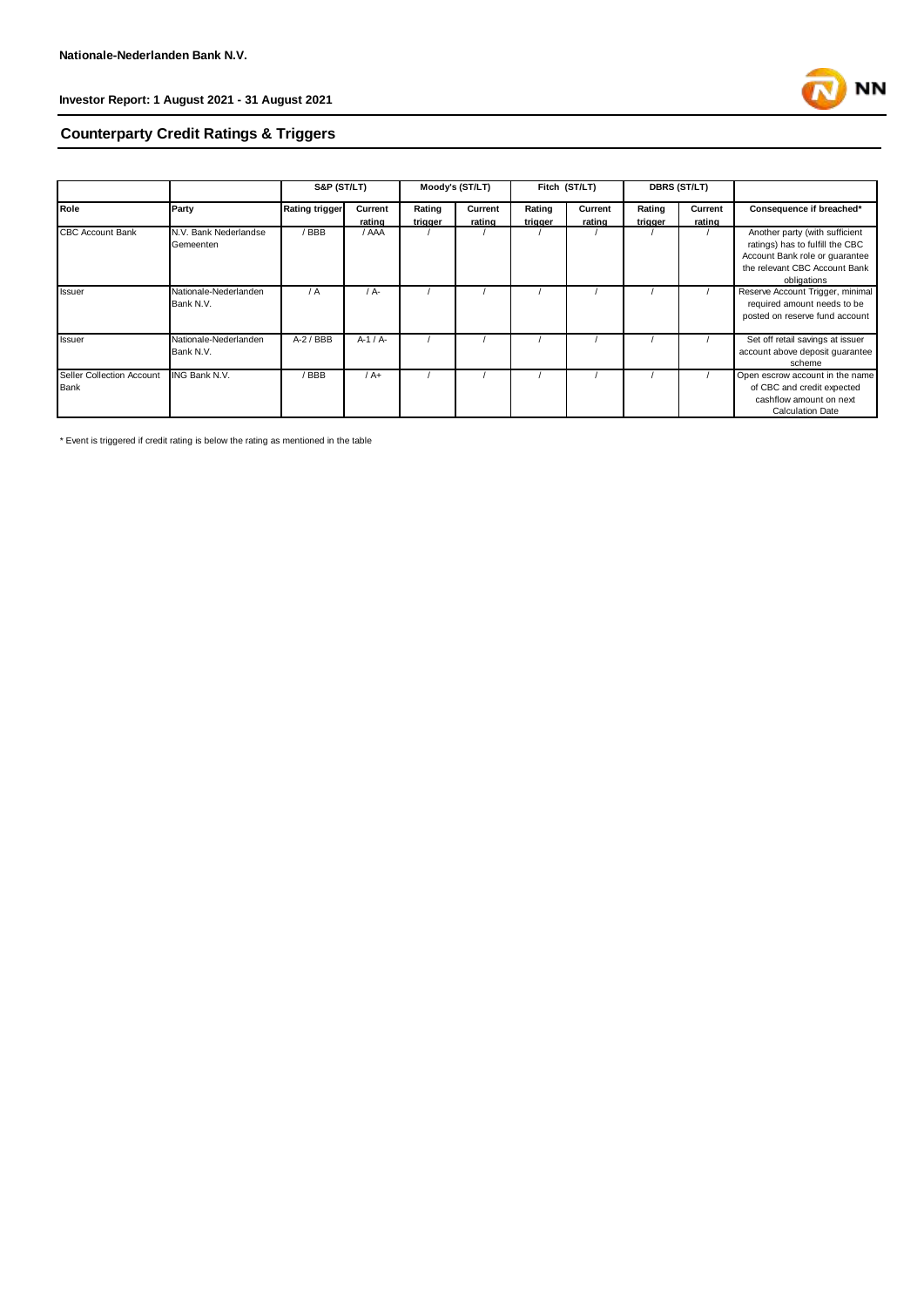**Nationale-Nederlanden Bank N.V.**

**Investor Report: 1 August 2021 - 31 August 2021**

## Counterparty Credit Ratings & Triggers

| | | S&P (ST/LT) | | Moody's (ST/LT) | | Fitch (ST/LT) | | DBRS (ST/LT) | | |
|---|---|---|---|---|---|---|---|---|---|---|
| **Role** | **Party** | **Rating trigger** | **Current rating** | **Rating trigger** | **Current rating** | **Rating trigger** | **Current rating** | **Rating trigger** | **Current rating** | **Consequence if breached*** |
| CBC Account Bank | N.V. Bank Nederlandse Gemeenten | / BBB | / AAA | / | / | / | / | / | / | Another party (with sufficient ratings) has to fulfill the CBC Account Bank role or guarantee the relevant CBC Account Bank obligations |
| Issuer | Nationale-Nederlanden Bank N.V. | / A | / A- | / | / | / | / | / | / | Reserve Account Trigger, minimal required amount needs to be posted on reserve fund account |
| Issuer | Nationale-Nederlanden Bank N.V. | A-2 / BBB | A-1 / A- | / | / | / | / | / | / | Set off retail savings at issuer account above deposit guarantee scheme |
| Seller Collection Account Bank | ING Bank N.V. | / BBB | / A+ | / | / | / | / | / | / | Open escrow account in the name of CBC and credit expected cashflow amount on next Calculation Date |

* Event is triggered if credit rating is below the rating as mentioned in the table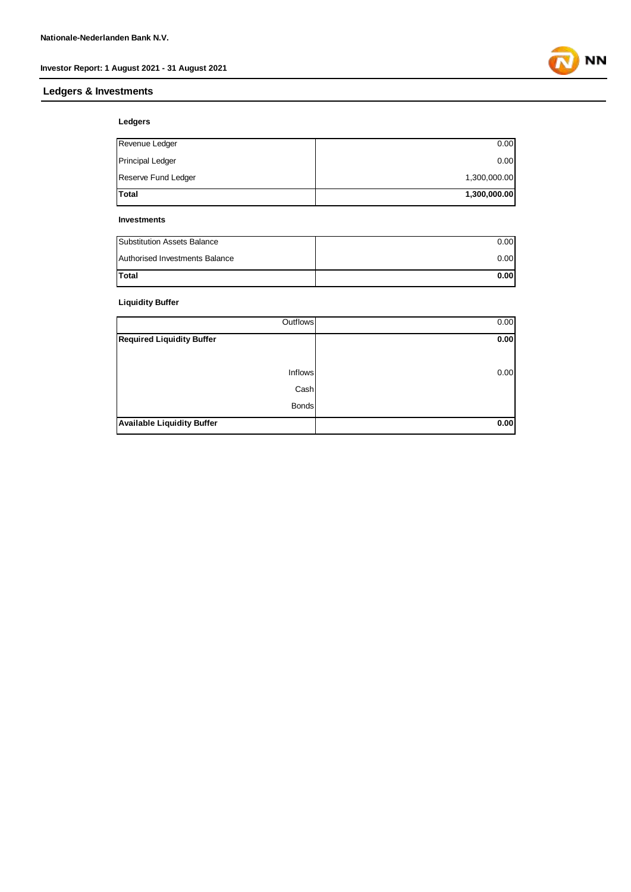## Ledgers & Investments

### Ledgers

| | |
|---|---|
| Revenue Ledger | 0.00 |
| Principal Ledger | 0.00 |
| Reserve Fund Ledger | 1,300,000.00 |
| **Total** | **1,300,000.00** |

### Investments

| | |
|---|---|
| Substitution Assets Balance | 0.00 |
| Authorised Investments Balance | 0.00 |
| **Total** | **0.00** |

### Liquidity Buffer

| | |
|---|---|
| Outflows | 0.00 |
| **Required Liquidity Buffer** | **0.00** |
| | |
| Inflows | 0.00 |
| Cash | |
| Bonds | |
| **Available Liquidity Buffer** | **0.00** |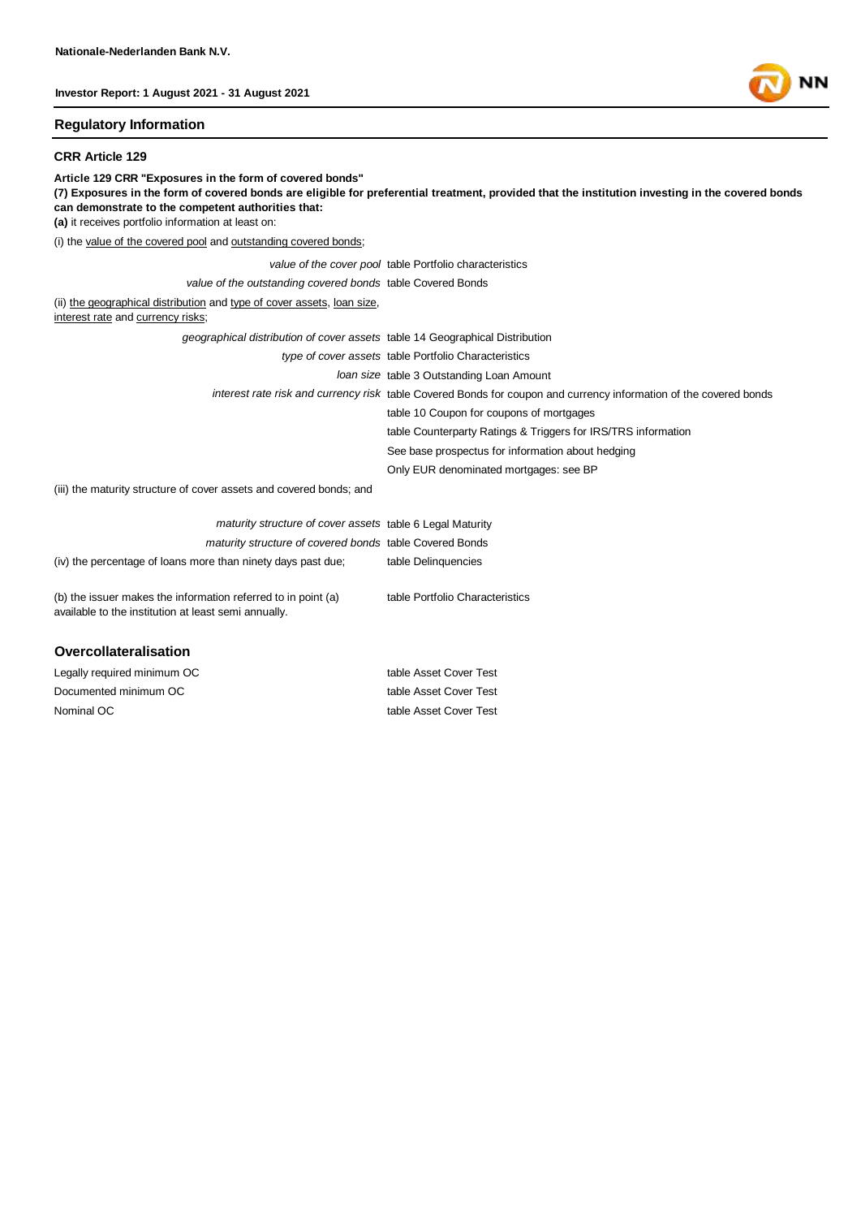## Regulatory Information

### CRR Article 129

**Article 129 CRR "Exposures in the form of covered bonds"**
**(7) Exposures in the form of covered bonds are eligible for preferential treatment, provided that the institution investing in the covered bonds can demonstrate to the competent authorities that:**
**(a)** it receives portfolio information at least on:

(i) the value of the covered pool and outstanding covered bonds;

| | |
|---|---|
| *value of the cover pool* | table Portfolio characteristics |
| *value of the outstanding covered bonds* | table Covered Bonds |

(ii) the geographical distribution and type of cover assets, loan size, interest rate and currency risks;

| | |
|---|---|
| *geographical distribution of cover assets* | table 14 Geographical Distribution |
| *type of cover assets* | table Portfolio Characteristics |
| *loan size* | table 3 Outstanding Loan Amount |
| *interest rate risk and currency risk* | table Covered Bonds for coupon and currency information of the covered bonds |
| | table 10 Coupon for coupons of mortgages |
| | table Counterparty Ratings & Triggers for IRS/TRS information |
| | See base prospectus for information about hedging |
| | Only EUR denominated mortgages: see BP |

(iii) the maturity structure of cover assets and covered bonds; and

| | |
|---|---|
| *maturity structure of cover assets* | table 6 Legal Maturity |
| *maturity structure of covered bonds* | table Covered Bonds |
| (iv) the percentage of loans more than ninety days past due; | table Delinquencies |
| (b) the issuer makes the information referred to in point (a) available to the institution at least semi annually. | table Portfolio Characteristics |

### Overcollateralisation

| | |
|---|---|
| Legally required minimum OC | table Asset Cover Test |
| Documented minimum OC | table Asset Cover Test |
| Nominal OC | table Asset Cover Test |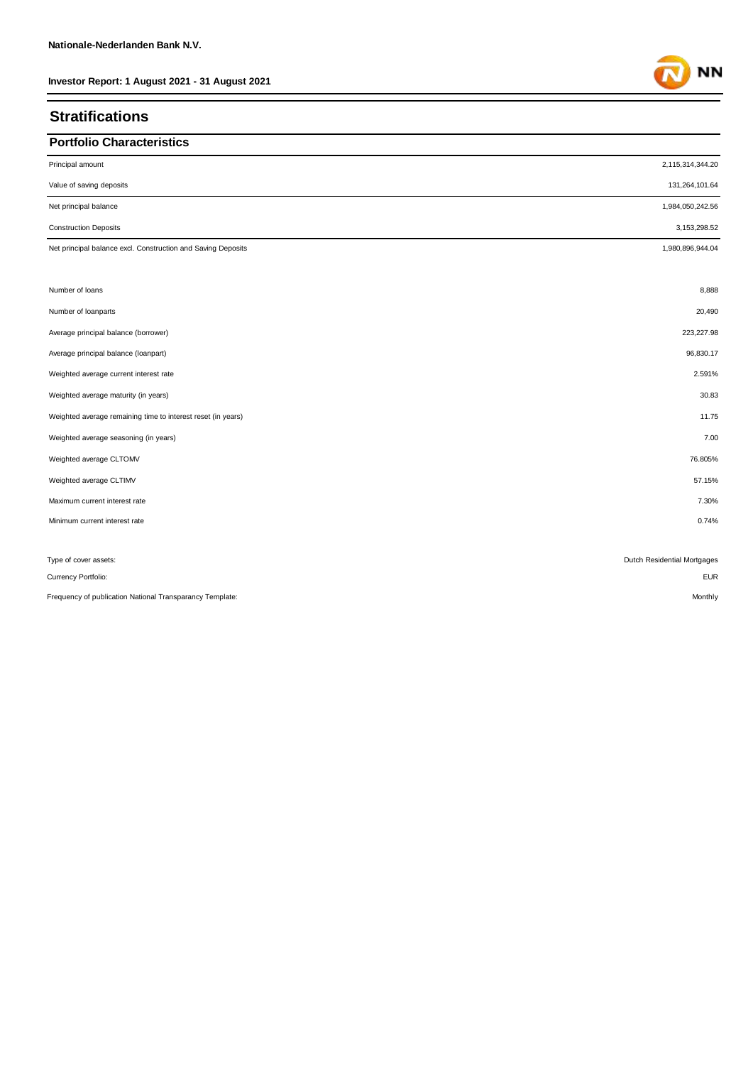## Stratifications

### Portfolio Characteristics

| | |
|---|---|
| Principal amount | 2,115,314,344.20 |
| Value of saving deposits | 131,264,101.64 |
| Net principal balance | 1,984,050,242.56 |
| Construction Deposits | 3,153,298.52 |
| Net principal balance excl. Construction and Saving Deposits | 1,980,896,944.04 |

| | |
|---|---|
| Number of loans | 8,888 |
| Number of loanparts | 20,490 |
| Average principal balance (borrower) | 223,227.98 |
| Average principal balance (loanpart) | 96,830.17 |
| Weighted average current interest rate | 2.591% |
| Weighted average maturity (in years) | 30.83 |
| Weighted average remaining time to interest reset (in years) | 11.75 |
| Weighted average seasoning (in years) | 7.00 |
| Weighted average CLTOMV | 76.805% |
| Weighted average CLTIMV | 57.15% |
| Maximum current interest rate | 7.30% |
| Minimum current interest rate | 0.74% |

| | |
|---|---|
| Type of cover assets: | Dutch Residential Mortgages |
| Currency Portfolio: | EUR |
| Frequency of publication National Transparancy Template: | Monthly |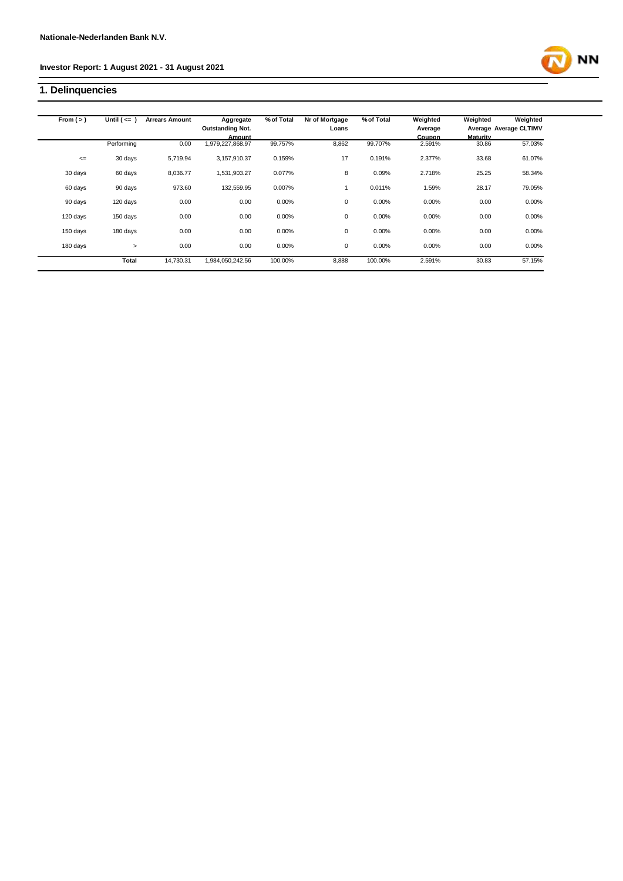Nationale-Nederlanden Bank N.V.

Investor Report: 1 August 2021 - 31 August 2021

## 1. Delinquencies

| From ( > ) | Until ( <= ) | Arrears Amount | Aggregate Outstanding Not. Amount | % of Total | Nr of Mortgage Loans | % of Total | Weighted Average Coupon | Weighted Average Maturity | Weighted Average CLTIMV |
|---|---|---|---|---|---|---|---|---|---|
| | Performing | 0.00 | 1,979,227,868.97 | 99.757% | 8,862 | 99.707% | 2.591% | 30.86 | 57.03% |
| <= | 30 days | 5,719.94 | 3,157,910.37 | 0.159% | 17 | 0.191% | 2.377% | 33.68 | 61.07% |
| 30 days | 60 days | 8,036.77 | 1,531,903.27 | 0.077% | 8 | 0.09% | 2.718% | 25.25 | 58.34% |
| 60 days | 90 days | 973.60 | 132,559.95 | 0.007% | 1 | 0.011% | 1.59% | 28.17 | 79.05% |
| 90 days | 120 days | 0.00 | 0.00 | 0.00% | 0 | 0.00% | 0.00% | 0.00 | 0.00% |
| 120 days | 150 days | 0.00 | 0.00 | 0.00% | 0 | 0.00% | 0.00% | 0.00 | 0.00% |
| 150 days | 180 days | 0.00 | 0.00 | 0.00% | 0 | 0.00% | 0.00% | 0.00 | 0.00% |
| 180 days | > | 0.00 | 0.00 | 0.00% | 0 | 0.00% | 0.00% | 0.00 | 0.00% |
| | **Total** | 14,730.31 | 1,984,050,242.56 | 100.00% | 8,888 | 100.00% | 2.591% | 30.83 | 57.15% |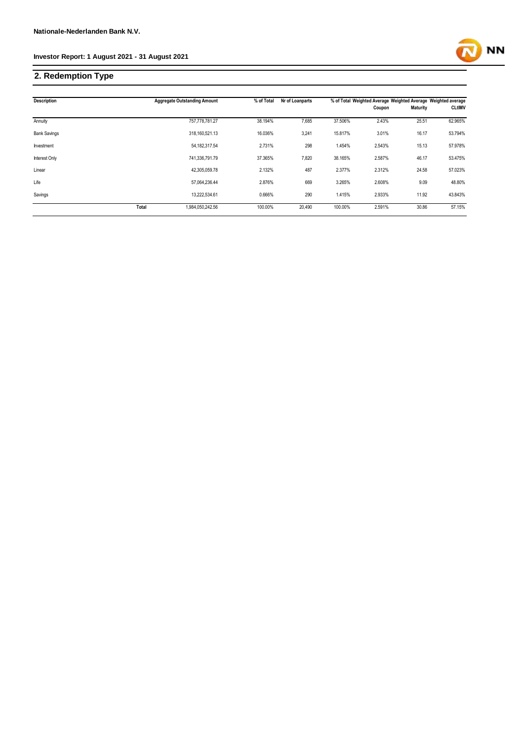## 2. Redemption Type

| Description | Aggregate Outstanding Amount | % of Total | Nr of Loanparts | % of Total | Weighted Average Coupon | Weighted Average Maturity | Weighted average CLtIMV |
|---|---|---|---|---|---|---|---|
| Annuity | 757,778,781.27 | 38.194% | 7,685 | 37.506% | 2.43% | 25.51 | 62.965% |
| Bank Savings | 318,160,521.13 | 16.036% | 3,241 | 15.817% | 3.01% | 16.17 | 53.794% |
| Investment | 54,182,317.54 | 2.731% | 298 | 1.454% | 2.543% | 15.13 | 57.978% |
| Interest Only | 741,336,791.79 | 37.365% | 7,820 | 38.165% | 2.587% | 46.17 | 53.475% |
| Linear | 42,305,059.78 | 2.132% | 487 | 2.377% | 2.312% | 24.58 | 57.023% |
| Life | 57,064,236.44 | 2.876% | 669 | 3.265% | 2.608% | 9.09 | 48.80% |
| Savings | 13,222,534.61 | 0.666% | 290 | 1.415% | 2.933% | 11.92 | 43.843% |
| Total | 1,984,050,242.56 | 100.00% | 20,490 | 100.00% | 2.591% | 30.86 | 57.15% |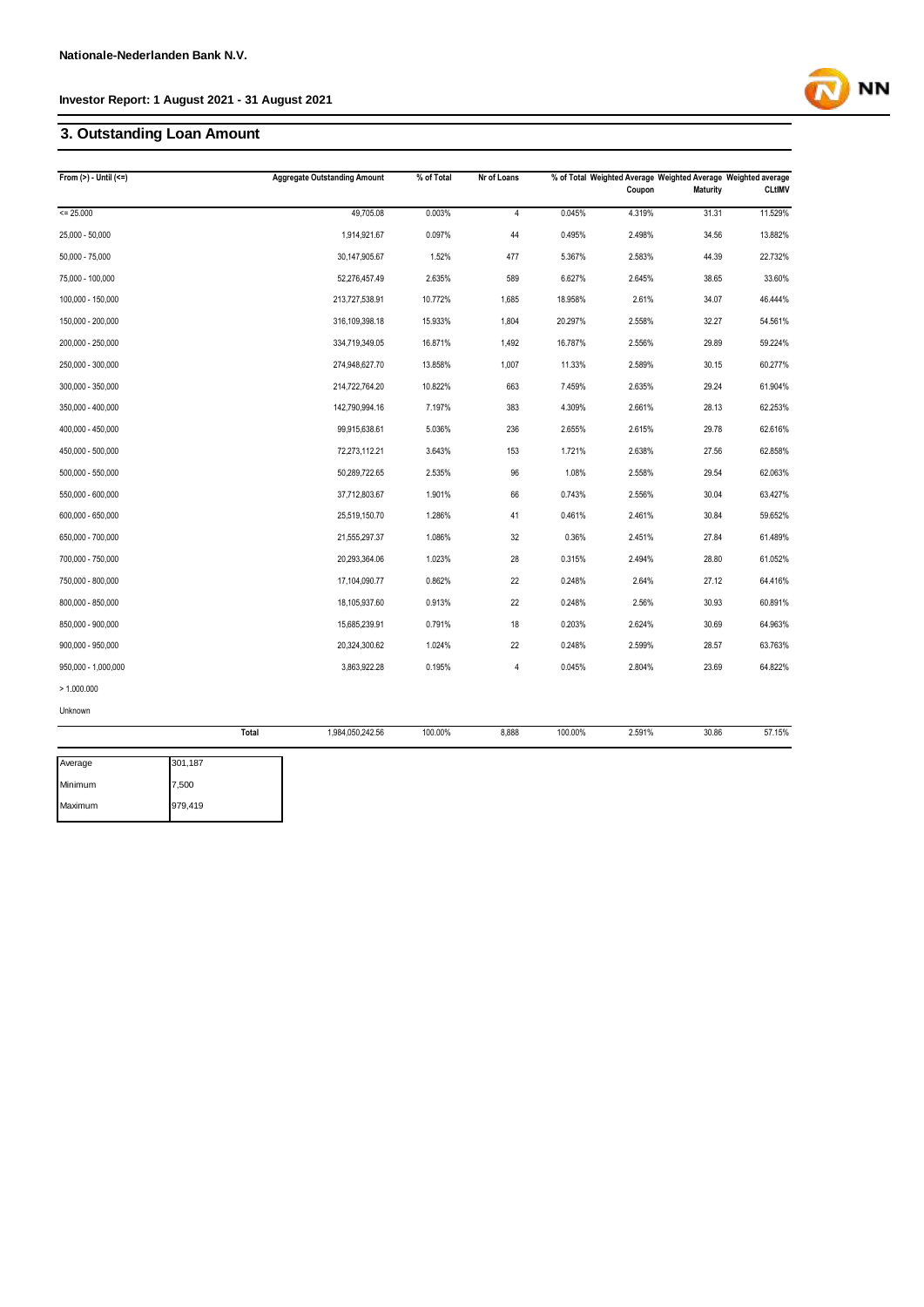**Nationale-Nederlanden Bank N.V.**

**Investor Report: 1 August 2021 - 31 August 2021**

## 3. Outstanding Loan Amount

| From (>) - Until (<=) | Aggregate Outstanding Amount | % of Total | Nr of Loans | % of Total | Weighted Average Coupon | Weighted Average Maturity | Weighted average CLtIMV |
|---|---|---|---|---|---|---|---|
| <= 25.000 | 49,705.08 | 0.003% | 4 | 0.045% | 4.319% | 31.31 | 11.529% |
| 25,000 - 50,000 | 1,914,921.67 | 0.097% | 44 | 0.495% | 2.498% | 34.56 | 13.882% |
| 50,000 - 75,000 | 30,147,905.67 | 1.52% | 477 | 5.367% | 2.583% | 44.39 | 22.732% |
| 75,000 - 100,000 | 52,276,457.49 | 2.635% | 589 | 6.627% | 2.645% | 38.65 | 33.60% |
| 100,000 - 150,000 | 213,727,538.91 | 10.772% | 1,685 | 18.958% | 2.61% | 34.07 | 46.444% |
| 150,000 - 200,000 | 316,109,398.18 | 15.933% | 1,804 | 20.297% | 2.558% | 32.27 | 54.561% |
| 200,000 - 250,000 | 334,719,349.05 | 16.871% | 1,492 | 16.787% | 2.556% | 29.89 | 59.224% |
| 250,000 - 300,000 | 274,948,627.70 | 13.858% | 1,007 | 11.33% | 2.589% | 30.15 | 60.277% |
| 300,000 - 350,000 | 214,722,764.20 | 10.822% | 663 | 7.459% | 2.635% | 29.24 | 61.904% |
| 350,000 - 400,000 | 142,790,994.16 | 7.197% | 383 | 4.309% | 2.661% | 28.13 | 62.253% |
| 400,000 - 450,000 | 99,915,638.61 | 5.036% | 236 | 2.655% | 2.615% | 29.78 | 62.616% |
| 450,000 - 500,000 | 72,273,112.21 | 3.643% | 153 | 1.721% | 2.638% | 27.56 | 62.858% |
| 500,000 - 550,000 | 50,289,722.65 | 2.535% | 96 | 1.08% | 2.558% | 29.54 | 62.063% |
| 550,000 - 600,000 | 37,712,803.67 | 1.901% | 66 | 0.743% | 2.556% | 30.04 | 63.427% |
| 600,000 - 650,000 | 25,519,150.70 | 1.286% | 41 | 0.461% | 2.461% | 30.84 | 59.652% |
| 650,000 - 700,000 | 21,555,297.37 | 1.086% | 32 | 0.36% | 2.451% | 27.84 | 61.489% |
| 700,000 - 750,000 | 20,293,364.06 | 1.023% | 28 | 0.315% | 2.494% | 28.80 | 61.052% |
| 750,000 - 800,000 | 17,104,090.77 | 0.862% | 22 | 0.248% | 2.64% | 27.12 | 64.416% |
| 800,000 - 850,000 | 18,105,937.60 | 0.913% | 22 | 0.248% | 2.56% | 30.93 | 60.891% |
| 850,000 - 900,000 | 15,685,239.91 | 0.791% | 18 | 0.203% | 2.624% | 30.69 | 64.963% |
| 900,000 - 950,000 | 20,324,300.62 | 1.024% | 22 | 0.248% | 2.599% | 28.57 | 63.763% |
| 950,000 - 1,000,000 | 3,863,922.28 | 0.195% | 4 | 0.045% | 2.804% | 23.69 | 64.822% |
| > 1.000.000 | | | | | | | |
| Unknown | | | | | | | |
| **Total** | 1,984,050,242.56 | 100.00% | 8,888 | 100.00% | 2.591% | 30.86 | 57.15% |

| | |
|---|---|
| Average | 301,187 |
| Minimum | 7,500 |
| Maximum | 979,419 |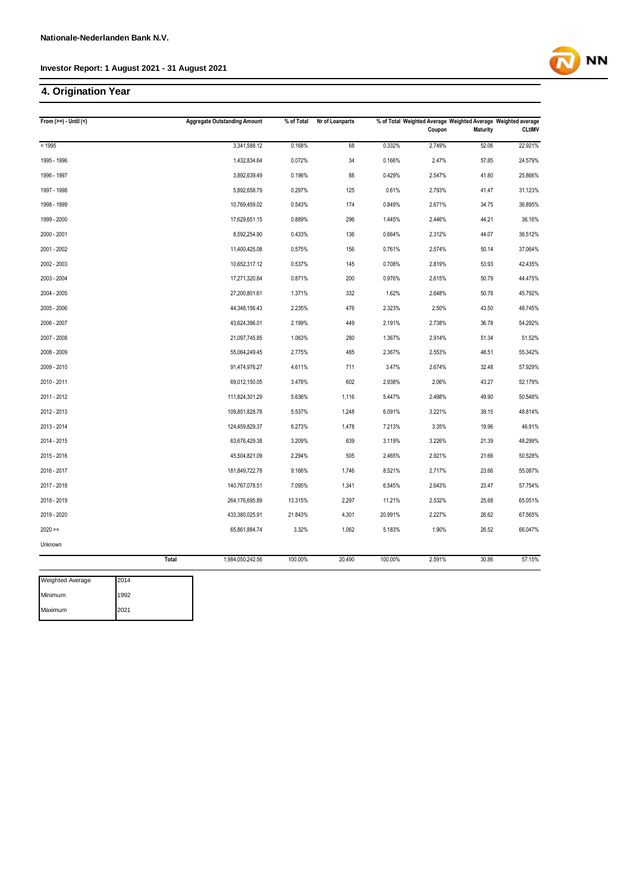**Nationale-Nederlanden Bank N.V.**

**Investor Report: 1 August 2021 - 31 August 2021**

## 4. Origination Year

| From (>=) - Until (<) | Aggregate Outstanding Amount | % of Total | Nr of Loanparts | % of Total | Weighted Average Coupon | Weighted Average Maturity | Weighted average CLtIMV |
|---|---|---|---|---|---|---|---|
| < 1995 | 3,341,588.12 | 0.168% | 68 | 0.332% | 2.749% | 52.06 | 22.921% |
| 1995 - 1996 | 1,432,834.64 | 0.072% | 34 | 0.166% | 2.47% | 57.85 | 24.579% |
| 1996 - 1997 | 3,892,639.49 | 0.196% | 88 | 0.429% | 2.547% | 41.80 | 25.866% |
| 1997 - 1998 | 5,892,658.79 | 0.297% | 125 | 0.61% | 2.793% | 41.47 | 31.123% |
| 1998 - 1999 | 10,769,459.02 | 0.543% | 174 | 0.849% | 2.671% | 34.75 | 36.895% |
| 1999 - 2000 | 17,629,651.15 | 0.889% | 296 | 1.445% | 2.446% | 44.21 | 36.16% |
| 2000 - 2001 | 8,592,254.90 | 0.433% | 136 | 0.664% | 2.312% | 44.07 | 36.512% |
| 2001 - 2002 | 11,400,425.08 | 0.575% | 156 | 0.761% | 2.574% | 50.14 | 37.064% |
| 2002 - 2003 | 10,652,317.12 | 0.537% | 145 | 0.708% | 2.819% | 53.93 | 42.435% |
| 2003 - 2004 | 17,271,320.84 | 0.871% | 200 | 0.976% | 2.615% | 50.79 | 44.475% |
| 2004 - 2005 | 27,200,801.61 | 1.371% | 332 | 1.62% | 2.648% | 50.78 | 45.792% |
| 2005 - 2006 | 44,348,156.43 | 2.235% | 476 | 2.323% | 2.50% | 43.50 | 48.745% |
| 2006 - 2007 | 43,624,396.01 | 2.199% | 449 | 2.191% | 2.738% | 36.78 | 54.292% |
| 2007 - 2008 | 21,097,745.85 | 1.063% | 280 | 1.367% | 2.914% | 51.34 | 51.52% |
| 2008 - 2009 | 55,064,249.45 | 2.775% | 485 | 2.367% | 2.553% | 48.51 | 55.342% |
| 2009 - 2010 | 91,474,976.27 | 4.611% | 711 | 3.47% | 2.674% | 32.48 | 57.929% |
| 2010 - 2011 | 69,012,150.05 | 3.478% | 602 | 2.938% | 2.06% | 43.27 | 52.179% |
| 2011 - 2012 | 111,824,301.29 | 5.636% | 1,116 | 5.447% | 2.498% | 49.90 | 50.548% |
| 2012 - 2013 | 109,851,828.78 | 5.537% | 1,248 | 6.091% | 3.221% | 39.15 | 48.814% |
| 2013 - 2014 | 124,459,829.37 | 6.273% | 1,478 | 7.213% | 3.35% | 19.96 | 46.91% |
| 2014 - 2015 | 63,676,429.38 | 3.209% | 639 | 3.119% | 3.226% | 21.39 | 48.299% |
| 2015 - 2016 | 45,504,821.09 | 2.294% | 505 | 2.465% | 2.921% | 21.66 | 50.528% |
| 2016 - 2017 | 181,849,722.78 | 9.166% | 1,746 | 8.521% | 2.717% | 23.66 | 55.087% |
| 2017 - 2018 | 140,767,078.51 | 7.095% | 1,341 | 6.545% | 2.643% | 23.47 | 57.754% |
| 2018 - 2019 | 264,176,695.89 | 13.315% | 2,297 | 11.21% | 2.532% | 25.68 | 65.051% |
| 2019 - 2020 | 433,380,025.91 | 21.843% | 4,301 | 20.991% | 2.227% | 26.62 | 67.565% |
| 2020 >= | 65,861,884.74 | 3.32% | 1,062 | 5.183% | 1.90% | 26.52 | 66.047% |
| Unknown | | | | | | | |
| **Total** | 1,984,050,242.56 | 100.00% | 20,490 | 100.00% | 2.591% | 30.86 | 57.15% |

| Weighted Average | 2014 |
|---|---|
| Minimum | 1992 |
| Maximum | 2021 |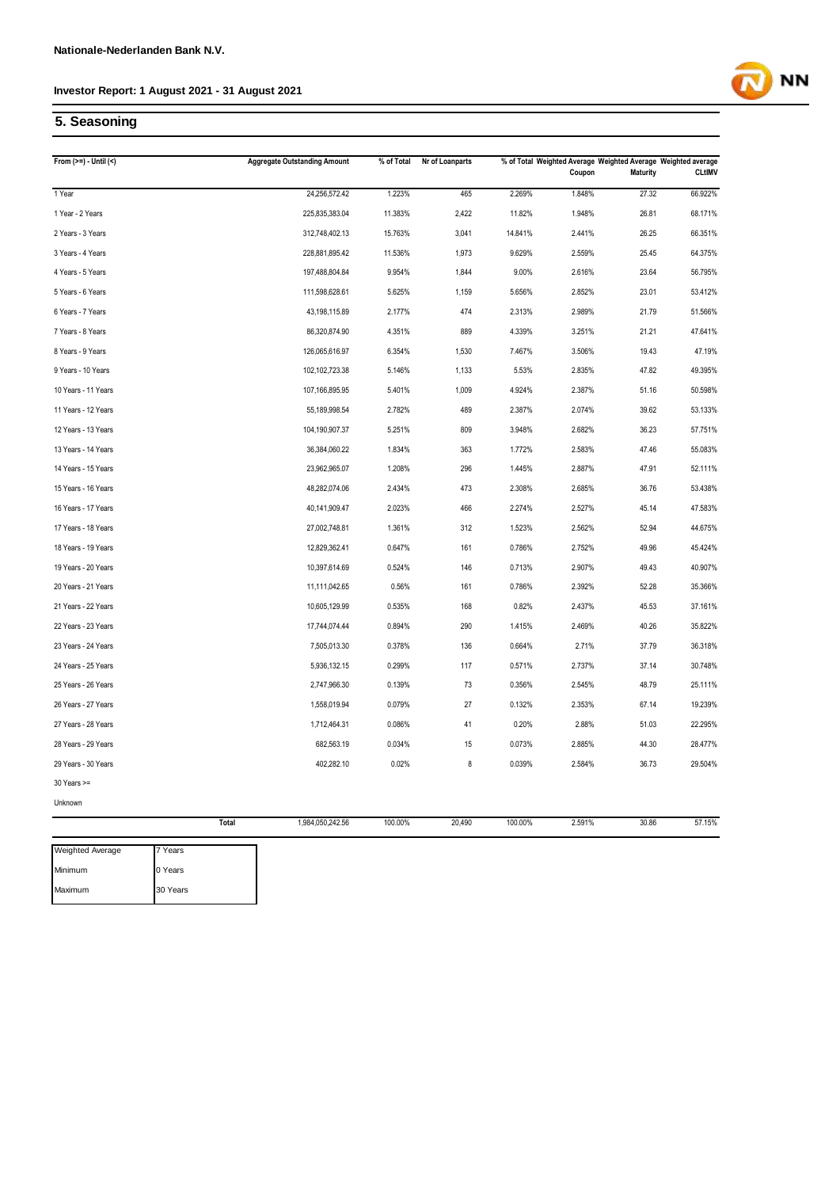**Nationale-Nederlanden Bank N.V.**

**Investor Report: 1 August 2021 - 31 August 2021**

## 5. Seasoning

| From (>=) - Until (<) | Aggregate Outstanding Amount | % of Total | Nr of Loanparts | % of Total | Weighted Average Coupon | Weighted Average Maturity | Weighted average CLtIMV |
|---|---|---|---|---|---|---|---|
| 1 Year | 24,256,572.42 | 1.223% | 465 | 2.269% | 1.848% | 27.32 | 66.922% |
| 1 Year - 2 Years | 225,835,383.04 | 11.383% | 2,422 | 11.82% | 1.948% | 26.81 | 68.171% |
| 2 Years - 3 Years | 312,748,402.13 | 15.763% | 3,041 | 14.841% | 2.441% | 26.25 | 66.351% |
| 3 Years - 4 Years | 228,881,895.42 | 11.536% | 1,973 | 9.629% | 2.559% | 25.45 | 64.375% |
| 4 Years - 5 Years | 197,488,804.84 | 9.954% | 1,844 | 9.00% | 2.616% | 23.64 | 56.795% |
| 5 Years - 6 Years | 111,598,628.61 | 5.625% | 1,159 | 5.656% | 2.852% | 23.01 | 53.412% |
| 6 Years - 7 Years | 43,198,115.89 | 2.177% | 474 | 2.313% | 2.989% | 21.79 | 51.566% |
| 7 Years - 8 Years | 86,320,874.90 | 4.351% | 889 | 4.339% | 3.251% | 21.21 | 47.641% |
| 8 Years - 9 Years | 126,065,616.97 | 6.354% | 1,530 | 7.467% | 3.506% | 19.43 | 47.19% |
| 9 Years - 10 Years | 102,102,723.38 | 5.146% | 1,133 | 5.53% | 2.835% | 47.82 | 49.395% |
| 10 Years - 11 Years | 107,166,895.95 | 5.401% | 1,009 | 4.924% | 2.387% | 51.16 | 50.598% |
| 11 Years - 12 Years | 55,189,998.54 | 2.782% | 489 | 2.387% | 2.074% | 39.62 | 53.133% |
| 12 Years - 13 Years | 104,190,907.37 | 5.251% | 809 | 3.948% | 2.682% | 36.23 | 57.751% |
| 13 Years - 14 Years | 36,384,060.22 | 1.834% | 363 | 1.772% | 2.583% | 47.46 | 55.083% |
| 14 Years - 15 Years | 23,962,965.07 | 1.208% | 296 | 1.445% | 2.887% | 47.91 | 52.111% |
| 15 Years - 16 Years | 48,282,074.06 | 2.434% | 473 | 2.308% | 2.685% | 36.76 | 53.438% |
| 16 Years - 17 Years | 40,141,909.47 | 2.023% | 466 | 2.274% | 2.527% | 45.14 | 47.583% |
| 17 Years - 18 Years | 27,002,748.81 | 1.361% | 312 | 1.523% | 2.562% | 52.94 | 44.675% |
| 18 Years - 19 Years | 12,829,362.41 | 0.647% | 161 | 0.786% | 2.752% | 49.96 | 45.424% |
| 19 Years - 20 Years | 10,397,614.69 | 0.524% | 146 | 0.713% | 2.907% | 49.43 | 40.907% |
| 20 Years - 21 Years | 11,111,042.65 | 0.56% | 161 | 0.786% | 2.392% | 52.28 | 35.366% |
| 21 Years - 22 Years | 10,605,129.99 | 0.535% | 168 | 0.82% | 2.437% | 45.53 | 37.161% |
| 22 Years - 23 Years | 17,744,074.44 | 0.894% | 290 | 1.415% | 2.469% | 40.26 | 35.822% |
| 23 Years - 24 Years | 7,505,013.30 | 0.378% | 136 | 0.664% | 2.71% | 37.79 | 36.318% |
| 24 Years - 25 Years | 5,936,132.15 | 0.299% | 117 | 0.571% | 2.737% | 37.14 | 30.748% |
| 25 Years - 26 Years | 2,747,966.30 | 0.139% | 73 | 0.356% | 2.545% | 48.79 | 25.111% |
| 26 Years - 27 Years | 1,558,019.94 | 0.079% | 27 | 0.132% | 2.353% | 67.14 | 19.239% |
| 27 Years - 28 Years | 1,712,464.31 | 0.086% | 41 | 0.20% | 2.88% | 51.03 | 22.295% |
| 28 Years - 29 Years | 682,563.19 | 0.034% | 15 | 0.073% | 2.885% | 44.30 | 28.477% |
| 29 Years - 30 Years | 402,282.10 | 0.02% | 8 | 0.039% | 2.584% | 36.73 | 29.504% |
| 30 Years >= | | | | | | | |
| Unknown | | | | | | | |
| Total | 1,984,050,242.56 | 100.00% | 20,490 | 100.00% | 2.591% | 30.86 | 57.15% |

| | |
|---|---|
| Weighted Average | 7 Years |
| Minimum | 0 Years |
| Maximum | 30 Years |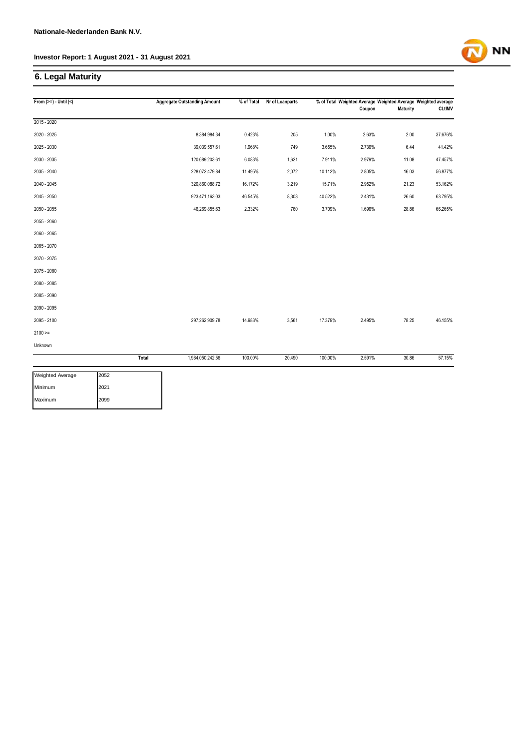## 6. Legal Maturity

| From (>=) - Until (<) | Aggregate Outstanding Amount | % of Total | Nr of Loanparts | % of Total | Weighted Average Coupon | Weighted Average Maturity | Weighted average CLtIMV |
|---|---|---|---|---|---|---|---|
| 2015 - 2020 | | | | | | | |
| 2020 - 2025 | 8,384,984.34 | 0.423% | 205 | 1.00% | 2.63% | 2.00 | 37.676% |
| 2025 - 2030 | 39,039,557.61 | 1.968% | 749 | 3.655% | 2.736% | 6.44 | 41.42% |
| 2030 - 2035 | 120,689,203.61 | 6.083% | 1,621 | 7.911% | 2.979% | 11.08 | 47.457% |
| 2035 - 2040 | 228,072,479.84 | 11.495% | 2,072 | 10.112% | 2.805% | 16.03 | 56.877% |
| 2040 - 2045 | 320,860,088.72 | 16.172% | 3,219 | 15.71% | 2.952% | 21.23 | 53.162% |
| 2045 - 2050 | 923,471,163.03 | 46.545% | 8,303 | 40.522% | 2.431% | 26.60 | 63.795% |
| 2050 - 2055 | 46,269,855.63 | 2.332% | 760 | 3.709% | 1.696% | 28.86 | 66.265% |
| 2055 - 2060 | | | | | | | |
| 2060 - 2065 | | | | | | | |
| 2065 - 2070 | | | | | | | |
| 2070 - 2075 | | | | | | | |
| 2075 - 2080 | | | | | | | |
| 2080 - 2085 | | | | | | | |
| 2085 - 2090 | | | | | | | |
| 2090 - 2095 | | | | | | | |
| 2095 - 2100 | 297,262,909.78 | 14.983% | 3,561 | 17.379% | 2.495% | 78.25 | 46.155% |
| 2100 >= | | | | | | | |
| Unknown | | | | | | | |
| Total | 1,984,050,242.56 | 100.00% | 20,490 | 100.00% | 2.591% | 30.86 | 57.15% |

| | |
|---|---|
| Weighted Average | 2052 |
| Minimum | 2021 |
| Maximum | 2099 |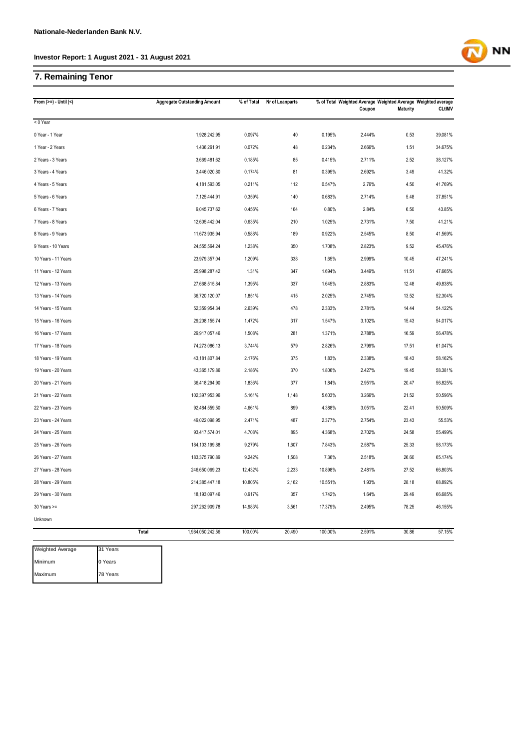## 7. Remaining Tenor

| From (>=) - Until (<) | Aggregate Outstanding Amount | % of Total | Nr of Loanparts | % of Total | Weighted Average Coupon | Weighted Average Maturity | Weighted average CLtIMV |
|---|---|---|---|---|---|---|---|
| < 0 Year | | | | | | | |
| 0 Year - 1 Year | 1,928,242.95 | 0.097% | 40 | 0.195% | 2.444% | 0.53 | 39.081% |
| 1 Year - 2 Years | 1,436,261.91 | 0.072% | 48 | 0.234% | 2.666% | 1.51 | 34.675% |
| 2 Years - 3 Years | 3,669,481.62 | 0.185% | 85 | 0.415% | 2.711% | 2.52 | 38.127% |
| 3 Years - 4 Years | 3,446,020.80 | 0.174% | 81 | 0.395% | 2.692% | 3.49 | 41.32% |
| 4 Years - 5 Years | 4,181,593.05 | 0.211% | 112 | 0.547% | 2.76% | 4.50 | 41.769% |
| 5 Years - 6 Years | 7,125,444.91 | 0.359% | 140 | 0.683% | 2.714% | 5.48 | 37.851% |
| 6 Years - 7 Years | 9,045,737.62 | 0.456% | 164 | 0.80% | 2.84% | 6.50 | 43.85% |
| 7 Years - 8 Years | 12,605,442.04 | 0.635% | 210 | 1.025% | 2.731% | 7.50 | 41.21% |
| 8 Years - 9 Years | 11,673,935.94 | 0.588% | 189 | 0.922% | 2.545% | 8.50 | 41.569% |
| 9 Years - 10 Years | 24,555,564.24 | 1.238% | 350 | 1.708% | 2.823% | 9.52 | 45.476% |
| 10 Years - 11 Years | 23,979,357.04 | 1.209% | 338 | 1.65% | 2.999% | 10.45 | 47.241% |
| 11 Years - 12 Years | 25,998,287.42 | 1.31% | 347 | 1.694% | 3.449% | 11.51 | 47.665% |
| 12 Years - 13 Years | 27,668,515.84 | 1.395% | 337 | 1.645% | 2.883% | 12.48 | 49.838% |
| 13 Years - 14 Years | 36,720,120.07 | 1.851% | 415 | 2.025% | 2.745% | 13.52 | 52.304% |
| 14 Years - 15 Years | 52,359,954.34 | 2.639% | 478 | 2.333% | 2.781% | 14.44 | 54.122% |
| 15 Years - 16 Years | 29,208,155.74 | 1.472% | 317 | 1.547% | 3.102% | 15.43 | 54.017% |
| 16 Years - 17 Years | 29,917,057.46 | 1.508% | 281 | 1.371% | 2.788% | 16.59 | 56.478% |
| 17 Years - 18 Years | 74,273,086.13 | 3.744% | 579 | 2.826% | 2.799% | 17.51 | 61.047% |
| 18 Years - 19 Years | 43,181,807.84 | 2.176% | 375 | 1.83% | 2.338% | 18.43 | 58.162% |
| 19 Years - 20 Years | 43,365,179.86 | 2.186% | 370 | 1.806% | 2.427% | 19.45 | 58.381% |
| 20 Years - 21 Years | 36,418,294.90 | 1.836% | 377 | 1.84% | 2.951% | 20.47 | 56.825% |
| 21 Years - 22 Years | 102,397,953.96 | 5.161% | 1,148 | 5.603% | 3.266% | 21.52 | 50.596% |
| 22 Years - 23 Years | 92,484,559.50 | 4.661% | 899 | 4.388% | 3.051% | 22.41 | 50.509% |
| 23 Years - 24 Years | 49,022,098.95 | 2.471% | 487 | 2.377% | 2.754% | 23.43 | 55.53% |
| 24 Years - 25 Years | 93,417,574.01 | 4.708% | 895 | 4.368% | 2.702% | 24.58 | 55.499% |
| 25 Years - 26 Years | 184,103,199.88 | 9.279% | 1,607 | 7.843% | 2.587% | 25.33 | 58.173% |
| 26 Years - 27 Years | 183,375,790.89 | 9.242% | 1,508 | 7.36% | 2.518% | 26.60 | 65.174% |
| 27 Years - 28 Years | 246,650,069.23 | 12.432% | 2,233 | 10.898% | 2.481% | 27.52 | 66.803% |
| 28 Years - 29 Years | 214,385,447.18 | 10.805% | 2,162 | 10.551% | 1.93% | 28.18 | 68.892% |
| 29 Years - 30 Years | 18,193,097.46 | 0.917% | 357 | 1.742% | 1.64% | 29.49 | 66.685% |
| 30 Years >= | 297,262,909.78 | 14.983% | 3,561 | 17.379% | 2.495% | 78.25 | 46.155% |
| Unknown | | | | | | | |
| Total | 1,984,050,242.56 | 100.00% | 20,490 | 100.00% | 2.591% | 30.86 | 57.15% |

| Weighted Average | 31 Years |
|---|---|
| Minimum | 0 Years |
| Maximum | 78 Years |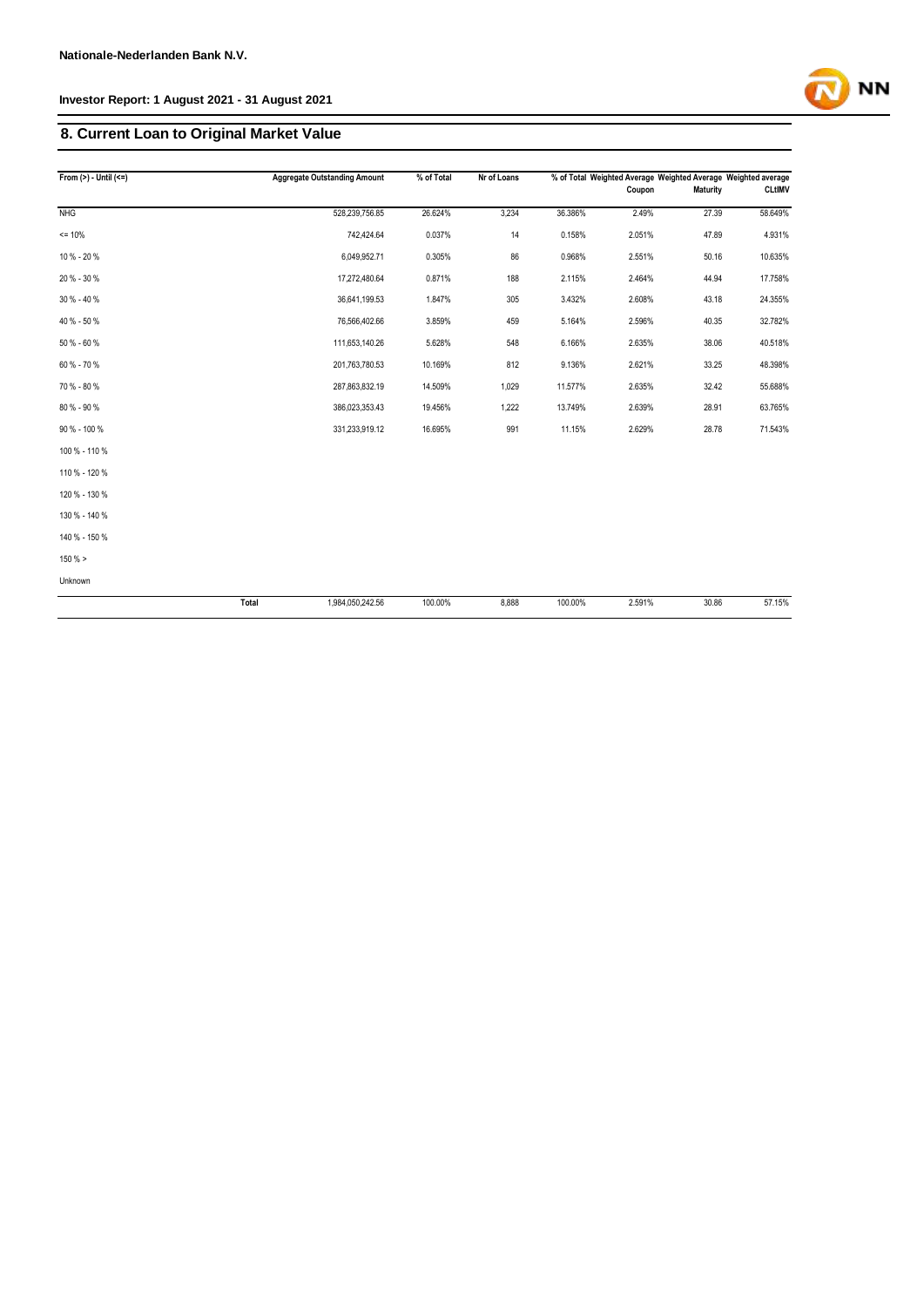## 8. Current Loan to Original Market Value

| From (>) - Until (<=) | Aggregate Outstanding Amount | % of Total | Nr of Loans | % of Total | Weighted Average Coupon | Weighted Average Maturity | Weighted average CLtIMV |
|---|---|---|---|---|---|---|---|
| NHG | 528,239,756.85 | 26.624% | 3,234 | 36.386% | 2.49% | 27.39 | 58.649% |
| <= 10% | 742,424.64 | 0.037% | 14 | 0.158% | 2.051% | 47.89 | 4.931% |
| 10 % - 20 % | 6,049,952.71 | 0.305% | 86 | 0.968% | 2.551% | 50.16 | 10.635% |
| 20 % - 30 % | 17,272,480.64 | 0.871% | 188 | 2.115% | 2.464% | 44.94 | 17.758% |
| 30 % - 40 % | 36,641,199.53 | 1.847% | 305 | 3.432% | 2.608% | 43.18 | 24.355% |
| 40 % - 50 % | 76,566,402.66 | 3.859% | 459 | 5.164% | 2.596% | 40.35 | 32.782% |
| 50 % - 60 % | 111,653,140.26 | 5.628% | 548 | 6.166% | 2.635% | 38.06 | 40.518% |
| 60 % - 70 % | 201,763,780.53 | 10.169% | 812 | 9.136% | 2.621% | 33.25 | 48.398% |
| 70 % - 80 % | 287,863,832.19 | 14.509% | 1,029 | 11.577% | 2.635% | 32.42 | 55.688% |
| 80 % - 90 % | 386,023,353.43 | 19.456% | 1,222 | 13.749% | 2.639% | 28.91 | 63.765% |
| 90 % - 100 % | 331,233,919.12 | 16.695% | 991 | 11.15% | 2.629% | 28.78 | 71.543% |
| 100 % - 110 % | | | | | | | |
| 110 % - 120 % | | | | | | | |
| 120 % - 130 % | | | | | | | |
| 130 % - 140 % | | | | | | | |
| 140 % - 150 % | | | | | | | |
| 150 % > | | | | | | | |
| Unknown | | | | | | | |
| Total | 1,984,050,242.56 | 100.00% | 8,888 | 100.00% | 2.591% | 30.86 | 57.15% |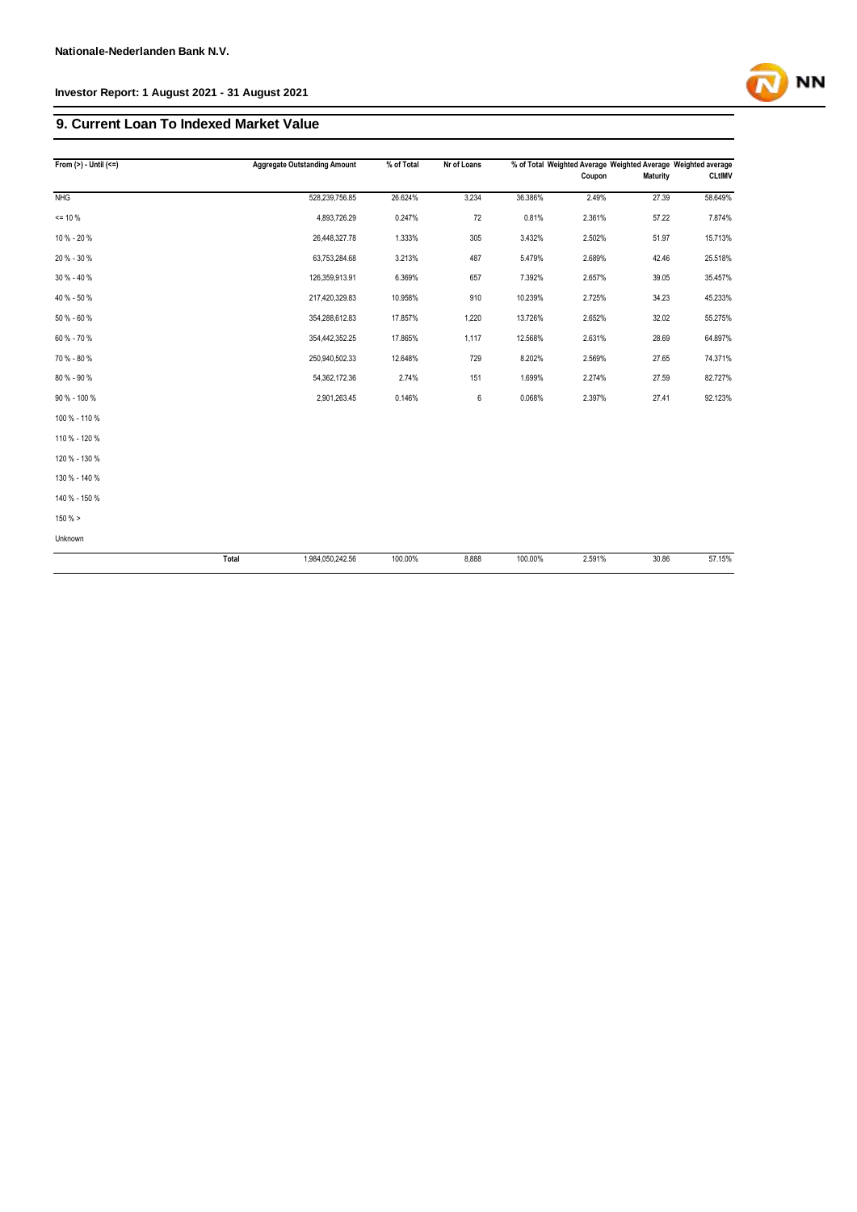Nationale-Nederlanden Bank N.V.

Investor Report: 1 August 2021 - 31 August 2021

## 9. Current Loan To Indexed Market Value

| From (>) - Until (<=) | Aggregate Outstanding Amount | % of Total | Nr of Loans | % of Total | Weighted Average Coupon | Weighted Average Maturity | Weighted average CLtIMV |
|---|---|---|---|---|---|---|---|
| NHG | 528,239,756.85 | 26.624% | 3,234 | 36.386% | 2.49% | 27.39 | 58.649% |
| <= 10 % | 4,893,726.29 | 0.247% | 72 | 0.81% | 2.361% | 57.22 | 7.874% |
| 10 % - 20 % | 26,448,327.78 | 1.333% | 305 | 3.432% | 2.502% | 51.97 | 15.713% |
| 20 % - 30 % | 63,753,284.68 | 3.213% | 487 | 5.479% | 2.689% | 42.46 | 25.518% |
| 30 % - 40 % | 126,359,913.91 | 6.369% | 657 | 7.392% | 2.657% | 39.05 | 35.457% |
| 40 % - 50 % | 217,420,329.83 | 10.958% | 910 | 10.239% | 2.725% | 34.23 | 45.233% |
| 50 % - 60 % | 354,288,612.83 | 17.857% | 1,220 | 13.726% | 2.652% | 32.02 | 55.275% |
| 60 % - 70 % | 354,442,352.25 | 17.865% | 1,117 | 12.568% | 2.631% | 28.69 | 64.897% |
| 70 % - 80 % | 250,940,502.33 | 12.648% | 729 | 8.202% | 2.569% | 27.65 | 74.371% |
| 80 % - 90 % | 54,362,172.36 | 2.74% | 151 | 1.699% | 2.274% | 27.59 | 82.727% |
| 90 % - 100 % | 2,901,263.45 | 0.146% | 6 | 0.068% | 2.397% | 27.41 | 92.123% |
| 100 % - 110 % | | | | | | | |
| 110 % - 120 % | | | | | | | |
| 120 % - 130 % | | | | | | | |
| 130 % - 140 % | | | | | | | |
| 140 % - 150 % | | | | | | | |
| 150 % > | | | | | | | |
| Unknown | | | | | | | |
| Total | 1,984,050,242.56 | 100.00% | 8,888 | 100.00% | 2.591% | 30.86 | 57.15% |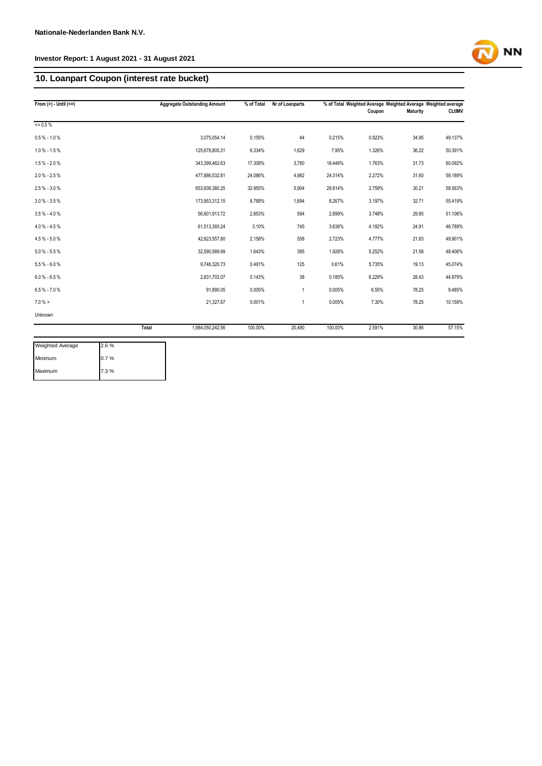## 10. Loanpart Coupon (interest rate bucket)

| From (>) - Until (<=) | Aggregate Outstanding Amount | % of Total | Nr of Loanparts | % of Total | Weighted Average Coupon | Weighted Average Maturity | Weighted average CLtIMV |
|---|---|---|---|---|---|---|---|
| <= 0.5 % | | | | | | | |
| 0.5 % - 1.0 % | 3,075,054.14 | 0.155% | 44 | 0.215% | 0.923% | 34.95 | 49.137% |
| 1.0 % - 1.5 % | 125,678,805.31 | 6.334% | 1,629 | 7.95% | 1.326% | 36.22 | 50.391% |
| 1.5 % - 2.0 % | 343,399,462.63 | 17.308% | 3,780 | 18.448% | 1.763% | 31.73 | 60.092% |
| 2.0 % - 2.5 % | 477,886,532.81 | 24.086% | 4,982 | 24.314% | 2.272% | 31.60 | 59.189% |
| 2.5 % - 3.0 % | 653,836,380.25 | 32.955% | 5,904 | 28.814% | 2.759% | 30.21 | 58.563% |
| 3.0 % - 3.5 % | 173,953,312.15 | 8.768% | 1,694 | 8.267% | 3.197% | 32.71 | 55.419% |
| 3.5 % - 4.0 % | 56,601,913.72 | 2.853% | 594 | 2.899% | 3.748% | 29.85 | 51.106% |
| 4.0 % - 4.5 % | 61,513,393.24 | 3.10% | 745 | 3.636% | 4.182% | 24.91 | 46.789% |
| 4.5 % - 5.0 % | 42,823,557.80 | 2.158% | 558 | 2.723% | 4.777% | 21.83 | 49.901% |
| 5.0 % - 5.5 % | 32,590,589.99 | 1.643% | 395 | 1.928% | 5.252% | 21.58 | 48.406% |
| 5.5 % - 6.0 % | 9,746,320.73 | 0.491% | 125 | 0.61% | 5.735% | 19.13 | 45.074% |
| 6.0 % - 6.5 % | 2,831,702.07 | 0.143% | 38 | 0.185% | 6.229% | 28.43 | 44.979% |
| 6.5 % - 7.0 % | 91,890.05 | 0.005% | 1 | 0.005% | 6.55% | 78.25 | 9.485% |
| 7.0 % > | 21,327.67 | 0.001% | 1 | 0.005% | 7.30% | 78.25 | 10.158% |
| Unknown | | | | | | | |
| Total | 1,984,050,242.56 | 100.00% | 20,490 | 100.00% | 2.591% | 30.86 | 57.15% |

| | |
|---|---|
| Weighted Average | 2.6 % |
| Minimum | 0.7 % |
| Maximum | 7.3 % |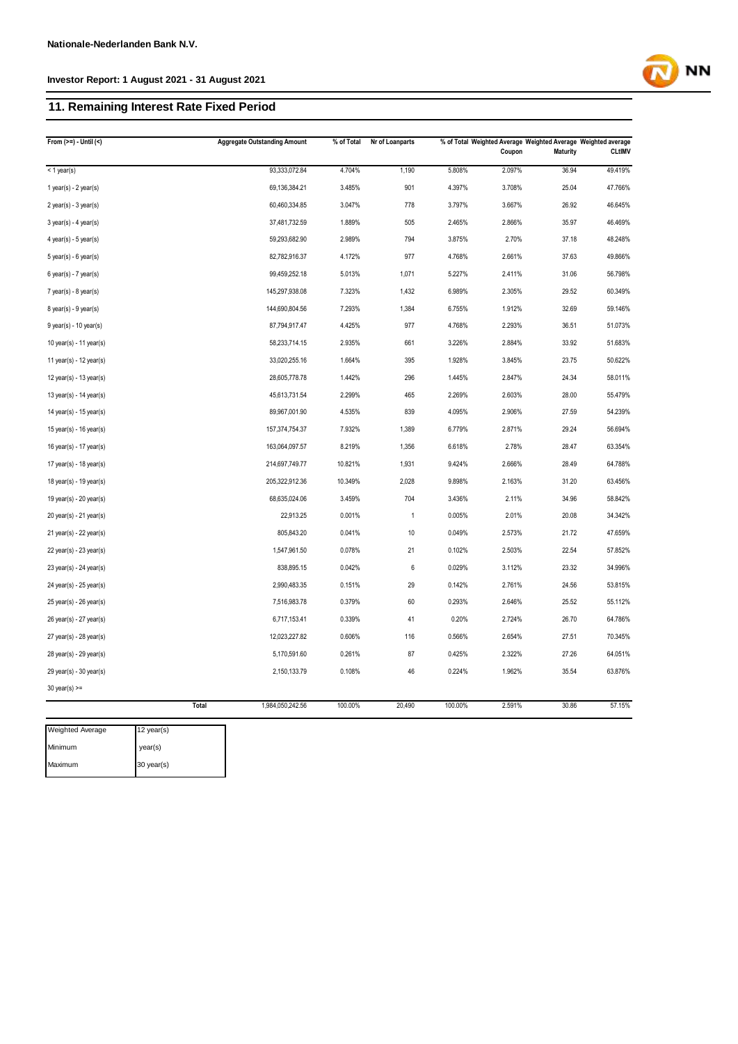## 11. Remaining Interest Rate Fixed Period

| From (>=) - Until (<) | Aggregate Outstanding Amount | % of Total | Nr of Loanparts | % of Total | Weighted Average Coupon | Weighted Average Maturity | Weighted average CLtIMV |
|---|---|---|---|---|---|---|---|
| < 1 year(s) | 93,333,072.84 | 4.704% | 1,190 | 5.808% | 2.097% | 36.94 | 49.419% |
| 1 year(s) - 2 year(s) | 69,136,384.21 | 3.485% | 901 | 4.397% | 3.708% | 25.04 | 47.766% |
| 2 year(s) - 3 year(s) | 60,460,334.85 | 3.047% | 778 | 3.797% | 3.667% | 26.92 | 46.645% |
| 3 year(s) - 4 year(s) | 37,481,732.59 | 1.889% | 505 | 2.465% | 2.866% | 35.97 | 46.469% |
| 4 year(s) - 5 year(s) | 59,293,682.90 | 2.989% | 794 | 3.875% | 2.70% | 37.18 | 48.248% |
| 5 year(s) - 6 year(s) | 82,782,916.37 | 4.172% | 977 | 4.768% | 2.661% | 37.63 | 49.866% |
| 6 year(s) - 7 year(s) | 99,459,252.18 | 5.013% | 1,071 | 5.227% | 2.411% | 31.06 | 56.798% |
| 7 year(s) - 8 year(s) | 145,297,938.08 | 7.323% | 1,432 | 6.989% | 2.305% | 29.52 | 60.349% |
| 8 year(s) - 9 year(s) | 144,690,804.56 | 7.293% | 1,384 | 6.755% | 1.912% | 32.69 | 59.146% |
| 9 year(s) - 10 year(s) | 87,794,917.47 | 4.425% | 977 | 4.768% | 2.293% | 36.51 | 51.073% |
| 10 year(s) - 11 year(s) | 58,233,714.15 | 2.935% | 661 | 3.226% | 2.884% | 33.92 | 51.683% |
| 11 year(s) - 12 year(s) | 33,020,255.16 | 1.664% | 395 | 1.928% | 3.845% | 23.75 | 50.622% |
| 12 year(s) - 13 year(s) | 28,605,778.78 | 1.442% | 296 | 1.445% | 2.847% | 24.34 | 58.011% |
| 13 year(s) - 14 year(s) | 45,613,731.54 | 2.299% | 465 | 2.269% | 2.603% | 28.00 | 55.479% |
| 14 year(s) - 15 year(s) | 89,967,001.90 | 4.535% | 839 | 4.095% | 2.906% | 27.59 | 54.239% |
| 15 year(s) - 16 year(s) | 157,374,754.37 | 7.932% | 1,389 | 6.779% | 2.871% | 29.24 | 56.694% |
| 16 year(s) - 17 year(s) | 163,064,097.57 | 8.219% | 1,356 | 6.618% | 2.78% | 28.47 | 63.354% |
| 17 year(s) - 18 year(s) | 214,697,749.77 | 10.821% | 1,931 | 9.424% | 2.666% | 28.49 | 64.788% |
| 18 year(s) - 19 year(s) | 205,322,912.36 | 10.349% | 2,028 | 9.898% | 2.163% | 31.20 | 63.456% |
| 19 year(s) - 20 year(s) | 68,635,024.06 | 3.459% | 704 | 3.436% | 2.11% | 34.96 | 58.842% |
| 20 year(s) - 21 year(s) | 22,913.25 | 0.001% | 1 | 0.005% | 2.01% | 20.08 | 34.342% |
| 21 year(s) - 22 year(s) | 805,843.20 | 0.041% | 10 | 0.049% | 2.573% | 21.72 | 47.659% |
| 22 year(s) - 23 year(s) | 1,547,961.50 | 0.078% | 21 | 0.102% | 2.503% | 22.54 | 57.852% |
| 23 year(s) - 24 year(s) | 838,895.15 | 0.042% | 6 | 0.029% | 3.112% | 23.32 | 34.996% |
| 24 year(s) - 25 year(s) | 2,990,483.35 | 0.151% | 29 | 0.142% | 2.761% | 24.56 | 53.815% |
| 25 year(s) - 26 year(s) | 7,516,983.78 | 0.379% | 60 | 0.293% | 2.646% | 25.52 | 55.112% |
| 26 year(s) - 27 year(s) | 6,717,153.41 | 0.339% | 41 | 0.20% | 2.724% | 26.70 | 64.786% |
| 27 year(s) - 28 year(s) | 12,023,227.82 | 0.606% | 116 | 0.566% | 2.654% | 27.51 | 70.345% |
| 28 year(s) - 29 year(s) | 5,170,591.60 | 0.261% | 87 | 0.425% | 2.322% | 27.26 | 64.051% |
| 29 year(s) - 30 year(s) | 2,150,133.79 | 0.108% | 46 | 0.224% | 1.962% | 35.54 | 63.876% |
| 30 year(s) >= | | | | | | | |
| Total | 1,984,050,242.56 | 100.00% | 20,490 | 100.00% | 2.591% | 30.86 | 57.15% |

| | |
|---|---|
| Weighted Average | 12 year(s) |
| Minimum | year(s) |
| Maximum | 30 year(s) |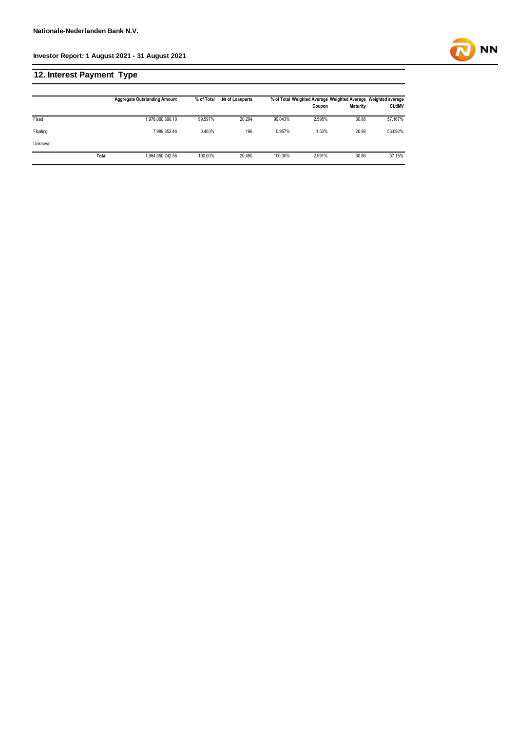## 12. Interest Payment Type

| | Aggregate Outstanding Amount | % of Total | Nr of Loanparts | % of Total | Weighted Average Coupon | Weighted Average Maturity | Weighted average CLtIMV |
|---|---|---|---|---|---|---|---|
| Fixed | 1,976,060,390.10 | 99.597% | 20,294 | 99.043% | 2.595% | 30.88 | 57.167% |
| Floating | 7,989,852.46 | 0.403% | 196 | 0.957% | 1.53% | 26.98 | 53.092% |
| Unknown | | | | | | | |
| Total | 1,984,050,242.56 | 100.00% | 20,490 | 100.00% | 2.591% | 30.86 | 57.15% |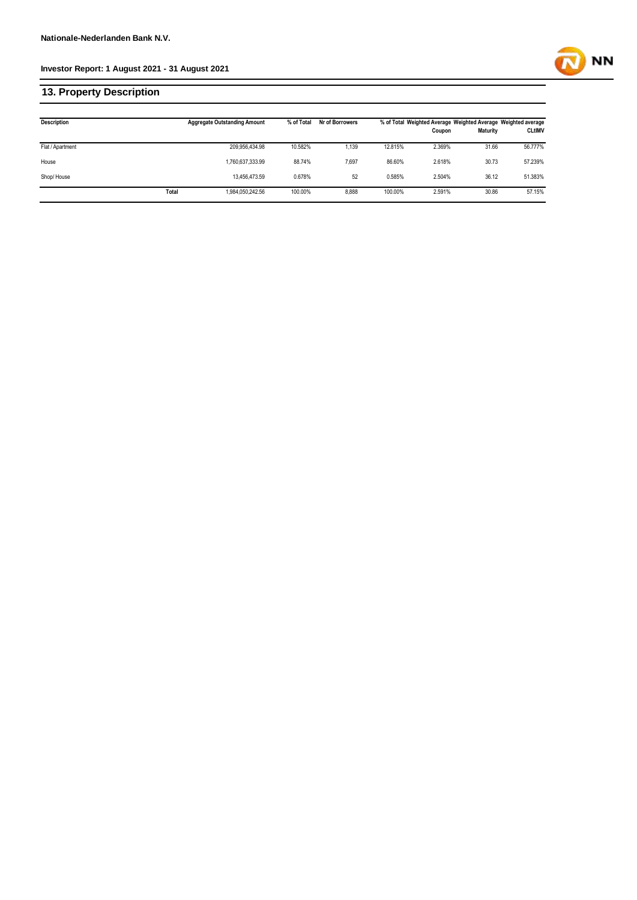## 13. Property Description

| Description | Aggregate Outstanding Amount | % of Total | Nr of Borrowers | % of Total | Weighted Average Coupon | Weighted Average Maturity | Weighted average CLtIMV |
|---|---|---|---|---|---|---|---|
| Flat / Apartment | 209,956,434.98 | 10.582% | 1,139 | 12.815% | 2.369% | 31.66 | 56.777% |
| House | 1,760,637,333.99 | 88.74% | 7,697 | 86.60% | 2.618% | 30.73 | 57.239% |
| Shop/ House | 13,456,473.59 | 0.678% | 52 | 0.585% | 2.504% | 36.12 | 51.383% |
| Total | 1,984,050,242.56 | 100.00% | 8,888 | 100.00% | 2.591% | 30.86 | 57.15% |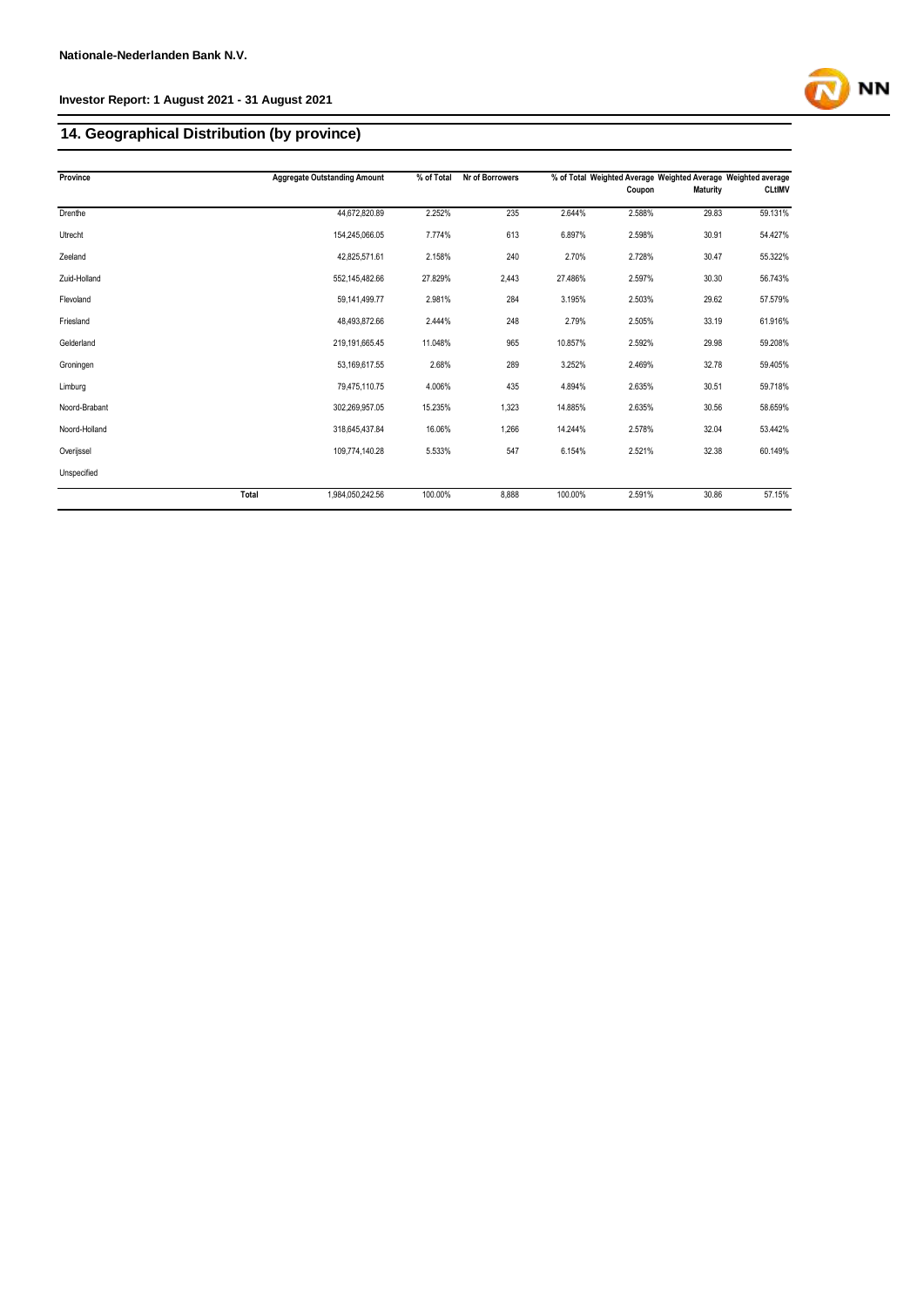Nationale-Nederlanden Bank N.V.

Investor Report: 1 August 2021 - 31 August 2021

## 14. Geographical Distribution (by province)

| Province | | Aggregate Outstanding Amount | % of Total | Nr of Borrowers | % of Total | Weighted Average Coupon | Weighted Average Maturity | Weighted average CLtIMV |
|---|---|---|---|---|---|---|---|---|
| Drenthe | | 44,672,820.89 | 2.252% | 235 | 2.644% | 2.588% | 29.83 | 59.131% |
| Utrecht | | 154,245,066.05 | 7.774% | 613 | 6.897% | 2.598% | 30.91 | 54.427% |
| Zeeland | | 42,825,571.61 | 2.158% | 240 | 2.70% | 2.728% | 30.47 | 55.322% |
| Zuid-Holland | | 552,145,482.66 | 27.829% | 2,443 | 27.486% | 2.597% | 30.30 | 56.743% |
| Flevoland | | 59,141,499.77 | 2.981% | 284 | 3.195% | 2.503% | 29.62 | 57.579% |
| Friesland | | 48,493,872.66 | 2.444% | 248 | 2.79% | 2.505% | 33.19 | 61.916% |
| Gelderland | | 219,191,665.45 | 11.048% | 965 | 10.857% | 2.592% | 29.98 | 59.208% |
| Groningen | | 53,169,617.55 | 2.68% | 289 | 3.252% | 2.469% | 32.78 | 59.405% |
| Limburg | | 79,475,110.75 | 4.006% | 435 | 4.894% | 2.635% | 30.51 | 59.718% |
| Noord-Brabant | | 302,269,957.05 | 15.235% | 1,323 | 14.885% | 2.635% | 30.56 | 58.659% |
| Noord-Holland | | 318,645,437.84 | 16.06% | 1,266 | 14.244% | 2.578% | 32.04 | 53.442% |
| Overijssel | | 109,774,140.28 | 5.533% | 547 | 6.154% | 2.521% | 32.38 | 60.149% |
| Unspecified | | | | | | | | |
| | Total | 1,984,050,242.56 | 100.00% | 8,888 | 100.00% | 2.591% | 30.86 | 57.15% |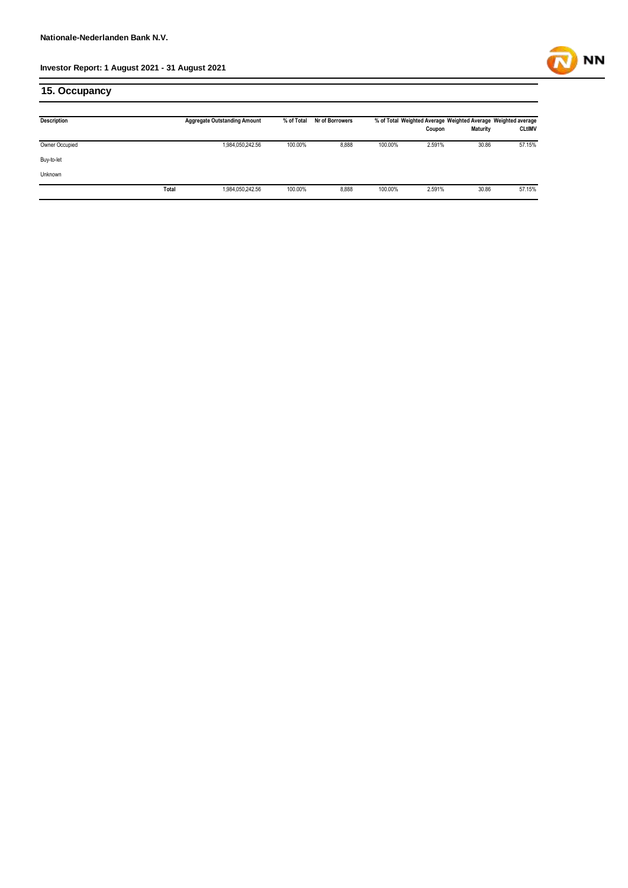## 15. Occupancy

| Description | | Aggregate Outstanding Amount | % of Total | Nr of Borrowers | % of Total | Weighted Average Coupon | Weighted Average Maturity | Weighted average CLtIMV |
|---|---|---|---|---|---|---|---|---|
| Owner Occupied | | 1,984,050,242.56 | 100.00% | 8,888 | 100.00% | 2.591% | 30.86 | 57.15% |
| Buy-to-let | | | | | | | | |
| Unknown | | | | | | | | |
| | Total | 1,984,050,242.56 | 100.00% | 8,888 | 100.00% | 2.591% | 30.86 | 57.15% |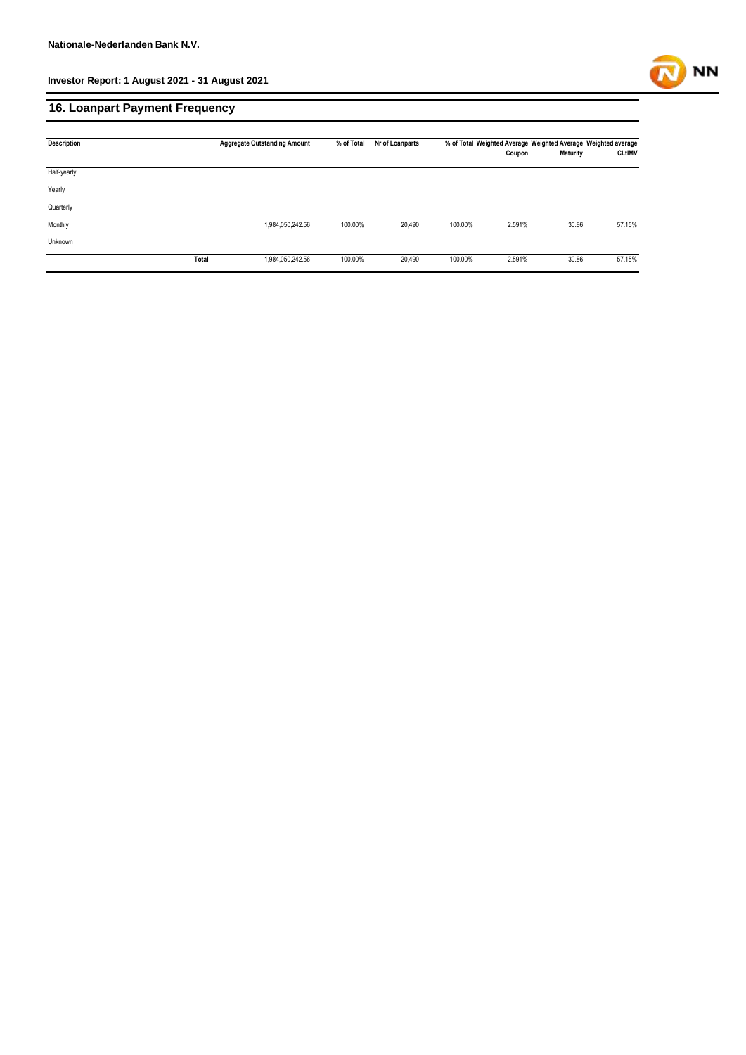## 16. Loanpart Payment Frequency

| Description | | Aggregate Outstanding Amount | % of Total | Nr of Loanparts | % of Total | Weighted Average Coupon | Weighted Average Maturity | Weighted average CLtIMV |
|---|---|---|---|---|---|---|---|---|
| Half-yearly | | | | | | | | |
| Yearly | | | | | | | | |
| Quarterly | | | | | | | | |
| Monthly | | 1,984,050,242.56 | 100.00% | 20,490 | 100.00% | 2.591% | 30.86 | 57.15% |
| Unknown | | | | | | | | |
| | **Total** | 1,984,050,242.56 | 100.00% | 20,490 | 100.00% | 2.591% | 30.86 | 57.15% |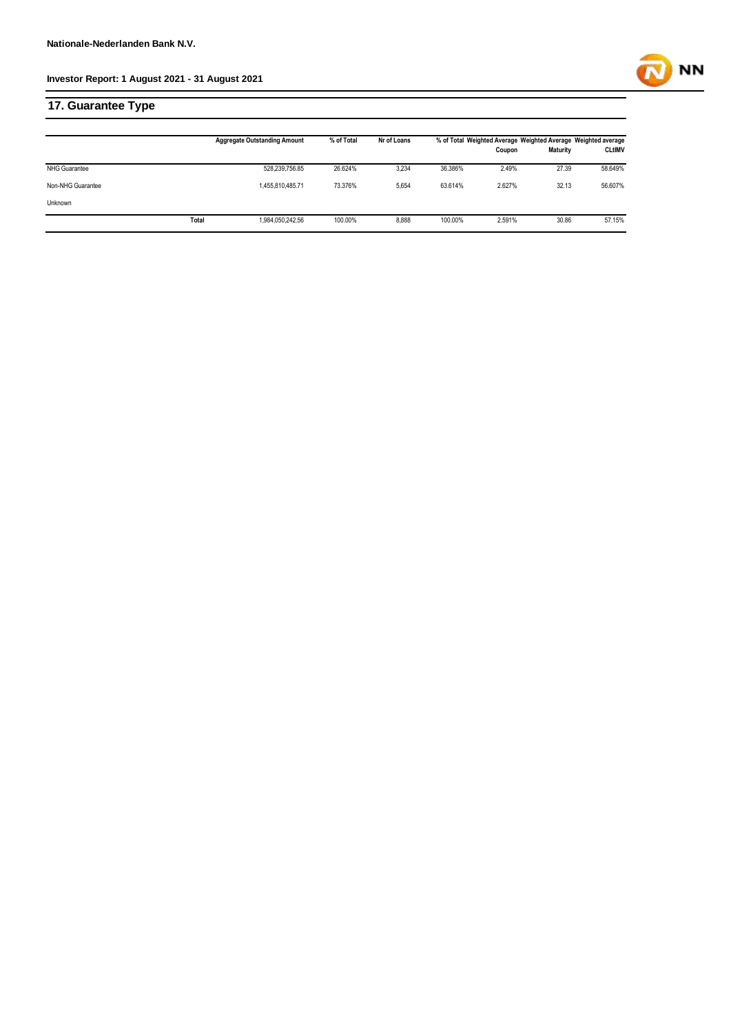## 17. Guarantee Type

| | Aggregate Outstanding Amount | % of Total | Nr of Loans | % of Total | Weighted Average Coupon | Weighted Average Maturity | Weighted average CLtIMV |
|---|---|---|---|---|---|---|---|
| NHG Guarantee | 528,239,756.85 | 26.624% | 3,234 | 36.386% | 2.49% | 27.39 | 58.649% |
| Non-NHG Guarantee | 1,455,810,485.71 | 73.376% | 5,654 | 63.614% | 2.627% | 32.13 | 56.607% |
| Unknown | | | | | | | |
| Total | 1,984,050,242.56 | 100.00% | 8,888 | 100.00% | 2.591% | 30.86 | 57.15% |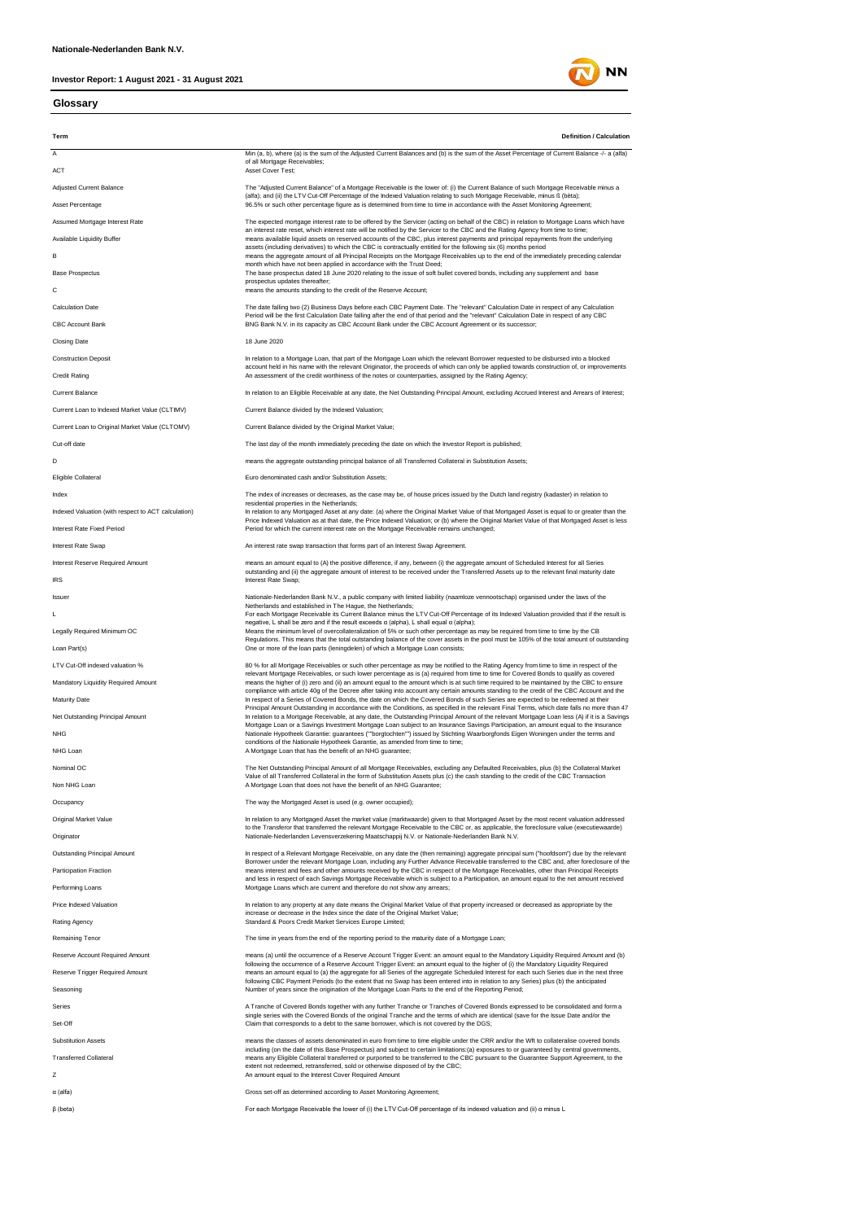**Nationale-Nederlanden Bank N.V.**

**Investor Report: 1 August 2021 - 31 August 2021**

## Glossary

| Term | Definition / Calculation |
|---|---|
| A | Min (a, b), where (a) is the sum of the Adjusted Current Balances and (b) is the sum of the Asset Percentage of Current Balance -/- a (alfa) of all Mortgage Receivables; |
| ACT | Asset Cover Test; |
| Adjusted Current Balance | The "Adjusted Current Balance" of a Mortgage Receivable is the lower of: (i) the Current Balance of such Mortgage Receivable minus α (alfa); and (ii) the LTV Cut-Off Percentage of the Indexed Valuation relating to such Mortgage Receivable, minus ß (bèta); |
| Asset Percentage | 96.5% or such other percentage figure as is determined from time to time in accordance with the Asset Monitoring Agreement; |
| Assumed Mortgage Interest Rate | The expected mortgage interest rate to be offered by the Servicer (acting on behalf of the CBC) in relation to Mortgage Loans which have an interest rate reset, which interest rate will be notified by the Servicer to the CBC and the Rating Agency from time to time; |
| Available Liquidity Buffer | means available liquid assets on reserved accounts of the CBC, plus interest payments and principal repayments from the underlying assets (including derivatives) to which the CBC is contractually entitled for the following six (6) months period |
| B | means the aggregate amount of all Principal Receipts on the Mortgage Receivables up to the end of the immediately preceding calendar month which have not been applied in accordance with the Trust Deed; |
| Base Prospectus | The base prospectus dated 18 June 2020 relating to the issue of soft bullet covered bonds, including any supplement and base prospectus updates thereafter; |
| C | means the amounts standing to the credit of the Reserve Account; |
| Calculation Date | The date falling two (2) Business Days before each CBC Payment Date. The "relevant" Calculation Date in respect of any Calculation Period will be the first Calculation Date falling after the end of that period and the "relevant" Calculation Date in respect of any CBC |
| CBC Account Bank | BNG Bank N.V. in its capacity as CBC Account Bank under the CBC Account Agreement or its successor; |
| Closing Date | 18 June 2020 |
| Construction Deposit | In relation to a Mortgage Loan, that part of the Mortgage Loan which the relevant Borrower requested to be disbursed into a blocked account held in his name with the relevant Originator, the proceeds of which can only be applied towards construction of, or improvements |
| Credit Rating | An assessment of the credit worthiness of the notes or counterparties, assigned by the Rating Agency; |
| Current Balance | In relation to an Eligible Receivable at any date, the Net Outstanding Principal Amount, excluding Accrued Interest and Arrears of Interest; |
| Current Loan to Indexed Market Value (CLTIMV) | Current Balance divided by the Indexed Valuation; |
| Current Loan to Original Market Value (CLTOMV) | Current Balance divided by the Original Market Value; |
| Cut-off date | The last day of the month immediately preceding the date on which the Investor Report is published; |
| D | means the aggregate outstanding principal balance of all Transferred Collateral in Substitution Assets; |
| Eligible Collateral | Euro denominated cash and/or Substitution Assets; |
| Index | The index of increases or decreases, as the case may be, of house prices issued by the Dutch land registry (kadaster) in relation to residential properties in the Netherlands; |
| Indexed Valuation (with respect to ACT calculation) | In relation to any Mortgaged Asset at any date: (a) where the Original Market Value of that Mortgaged Asset is equal to or greater than the Price Indexed Valuation as at that date, the Price Indexed Valuation; or (b) where the Original Market Value of that Mortgaged Asset is less |
| Interest Rate Fixed Period | Period for which the current interest rate on the Mortgage Receivable remains unchanged; |
| Interest Rate Swap | An interest rate swap transaction that forms part of an Interest Swap Agreement. |
| Interest Reserve Required Amount | means an amount equal to (A) the positive difference, if any, between (i) the aggregate amount of Scheduled Interest for all Series outstanding and (ii) the aggregate amount of interest to be received under the Transferred Assets up to the relevant final maturity date |
| IRS | Interest Rate Swap; |
| Issuer | Nationale-Nederlanden Bank N.V., a public company with limited liability (naamloze vennootschap) organised under the laws of the Netherlands and established in The Hague, the Netherlands; |
| L | For each Mortgage Receivable its Current Balance minus the LTV Cut-Off Percentage of its Indexed Valuation provided that if the result is negative, L shall be zero and if the result exceeds α (alpha), L shall equal α (alpha); |
| Legally Required Minimum OC | Means the minimum level of overcollateralization of 5% or such other percentage as may be required from time to time by the CB Regulations. This means that the total outstanding balance of the cover assets in the pool must be 105% of the total amount of outstanding |
| Loan Part(s) | One or more of the loan parts (leningdelen) of which a Mortgage Loan consists; |
| LTV Cut-Off indexed valuation % | 80 % for all Mortgage Receivables or such other percentage as may be notified to the Rating Agency from time to time in respect of the relevant Mortgage Receivables, or such lower percentage as is (a) required from time to time for Covered Bonds to qualify as covered |
| Mandatory Liquidity Required Amount | means the higher of (i) zero and (ii) an amount equal to the amount which is at such time required to be maintained by the CBC to ensure compliance with article 40g of the Decree after taking into account any certain amounts standing to the credit of the CBC Account and the |
| Maturity Date | In respect of a Series of Covered Bonds, the date on which the Covered Bonds of such Series are expected to be redeemed at their Principal Amount Outstanding in accordance with the Conditions, as specified in the relevant Final Terms, which date falls no more than 47 |
| Net Outstanding Principal Amount | In relation to a Mortgage Receivable, at any date, the Outstanding Principal Amount of the relevant Mortgage Loan less (A) if it is a Savings Mortgage Loan or a Savings Investment Mortgage Loan subject to an Insurance Savings Participation, an amount equal to the Insurance |
| NHG | Nationale Hypotheek Garantie: guarantees (""borgtochten"") issued by Stichting Waarborgfonds Eigen Woningen under the terms and conditions of the Nationale Hypotheek Garantie, as amended from time to time; |
| NHG Loan | A Mortgage Loan that has the benefit of an NHG guarantee; |
| Nominal OC | The Net Outstanding Principal Amount of all Mortgage Receivables, excluding any Defaulted Receivables, plus (b) the Collateral Market Value of all Transferred Collateral in the form of Substitution Assets plus (c) the cash standing to the credit of the CBC Transaction |
| Non NHG Loan | A Mortgage Loan that does not have the benefit of an NHG Guarantee; |
| Occupancy | The way the Mortgaged Asset is used (e.g. owner occupied); |
| Original Market Value | In relation to any Mortgaged Asset the market value (marktwaarde) given to that Mortgaged Asset by the most recent valuation addressed to the Transferor that transferred the relevant Mortgage Receivable to the CBC or, as applicable, the foreclosure value (executiewaarde) |
| Originator | Nationale-Nederlanden Levensverzekering Maatschappij N.V. or Nationale-Nederlanden Bank N.V. |
| Outstanding Principal Amount | In respect of a Relevant Mortgage Receivable, on any date the (then remaining) aggregate principal sum ("hoofdsom") due by the relevant Borrower under the relevant Mortgage Loan, including any Further Advance Receivable transferred to the CBC and, after foreclosure of the |
| Participation Fraction | means interest and fees and other amounts received by the CBC in respect of the Mortgage Receivables, other than Principal Receipts and less in respect of each Savings Mortgage Receivable which is subject to a Participation, an amount equal to the net amount received |
| Performing Loans | Mortgage Loans which are current and therefore do not show any arrears; |
| Price Indexed Valuation | In relation to any property at any date means the Original Market Value of that property increased or decreased as appropriate by the increase or decrease in the Index since the date of the Original Market Value; |
| Rating Agency | Standard & Poors Credit Market Services Europe Limited; |
| Remaining Tenor | The time in years from the end of the reporting period to the maturity date of a Mortgage Loan; |
| Reserve Account Required Amount | means (a) until the occurrence of a Reserve Account Trigger Event: an amount equal to the Mandatory Liquidity Required Amount and (b) following the occurrence of a Reserve Account Trigger Event: an amount equal to the higher of (i) the Mandatory Liquidity Required |
| Reserve Trigger Required Amount | means an amount equal to (a) the aggregate for all Series of the aggregate Scheduled Interest for each such Series due in the next three following CBC Payment Periods (to the extent that no Swap has been entered into in relation to any Series) plus (b) the anticipated |
| Seasoning | Number of years since the origination of the Mortgage Loan Parts to the end of the Reporting Period; |
| Series | A Tranche of Covered Bonds together with any further Tranche or Tranches of Covered Bonds expressed to be consolidated and form a single series with the Covered Bonds of the original Tranche and the terms of which are identical (save for the Issue Date and/or the |
| Set-Off | Claim that corresponds to a debt to the same borrower, which is not covered by the DGS; |
| Substitution Assets | means the classes of assets denominated in euro from time to time eligible under the CRR and/or the Wft to collateralise covered bonds including (on the date of this Base Prospectus) and subject to certain limitations:(a) exposures to or guaranteed by central governments, |
| Transferred Collateral | means any Eligible Collateral transferred or purported to be transferred to the CBC pursuant to the Guarantee Support Agreement, to the extent not redeemed, retransferred, sold or otherwise disposed of by the CBC; |
| Z | An amount equal to the Interest Cover Required Amount |
| α (alfa) | Gross set-off as determined according to Asset Monitoring Agreement; |
| β (beta) | For each Mortgage Receivable the lower of (i) the LTV Cut-Off percentage of its indexed valuation and (ii) α minus L |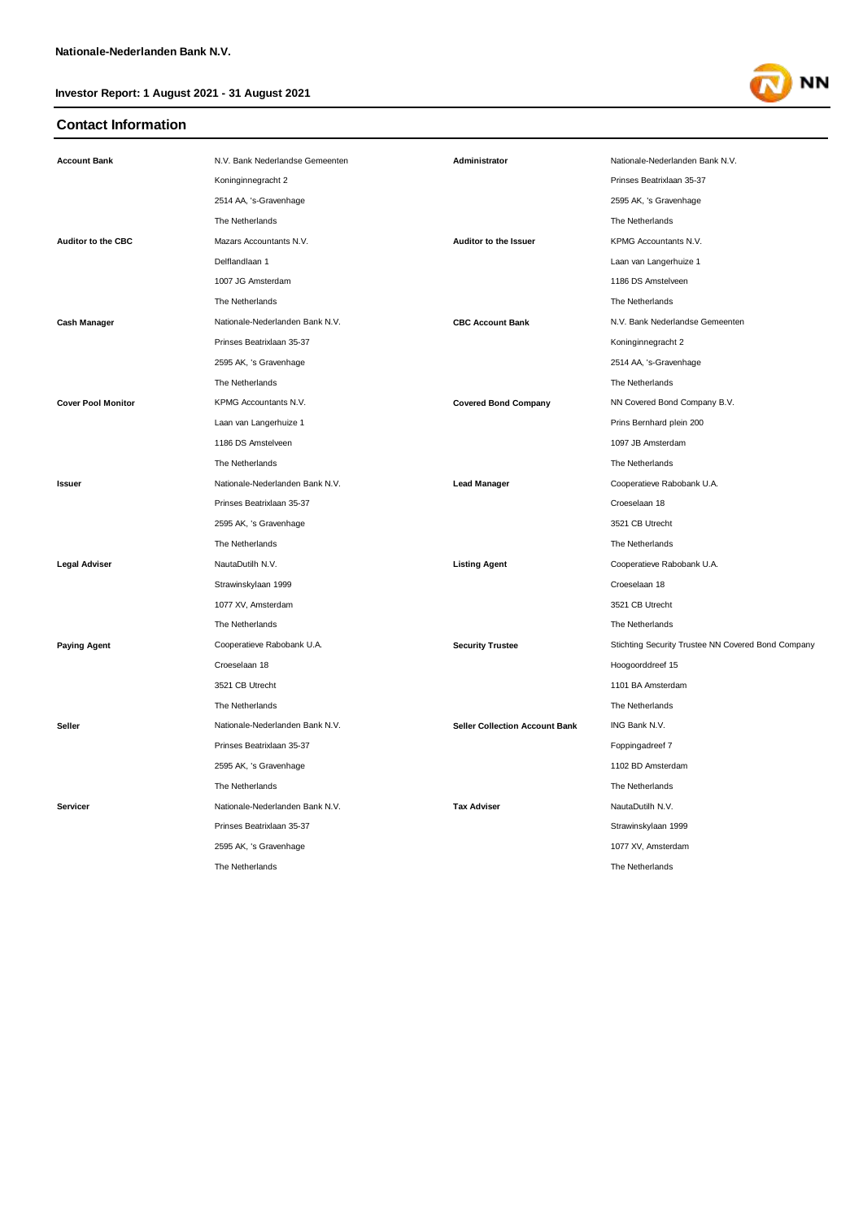## Contact Information

| | | | |
|---|---|---|---|
| **Account Bank** | N.V. Bank Nederlandse Gemeenten | **Administrator** | Nationale-Nederlanden Bank N.V. |
| | Koninginnegracht 2 | | Prinses Beatrixlaan 35-37 |
| | 2514 AA, 's-Gravenhage | | 2595 AK, 's Gravenhage |
| | The Netherlands | | The Netherlands |
| **Auditor to the CBC** | Mazars Accountants N.V. | **Auditor to the Issuer** | KPMG Accountants N.V. |
| | Delflandlaan 1 | | Laan van Langerhuize 1 |
| | 1007 JG Amsterdam | | 1186 DS Amstelveen |
| | The Netherlands | | The Netherlands |
| **Cash Manager** | Nationale-Nederlanden Bank N.V. | **CBC Account Bank** | N.V. Bank Nederlandse Gemeenten |
| | Prinses Beatrixlaan 35-37 | | Koninginnegracht 2 |
| | 2595 AK, 's Gravenhage | | 2514 AA, 's-Gravenhage |
| | The Netherlands | | The Netherlands |
| **Cover Pool Monitor** | KPMG Accountants N.V. | **Covered Bond Company** | NN Covered Bond Company B.V. |
| | Laan van Langerhuize 1 | | Prins Bernhard plein 200 |
| | 1186 DS Amstelveen | | 1097 JB Amsterdam |
| | The Netherlands | | The Netherlands |
| **Issuer** | Nationale-Nederlanden Bank N.V. | **Lead Manager** | Cooperatieve Rabobank U.A. |
| | Prinses Beatrixlaan 35-37 | | Croeselaan 18 |
| | 2595 AK, 's Gravenhage | | 3521 CB Utrecht |
| | The Netherlands | | The Netherlands |
| **Legal Adviser** | NautaDutilh N.V. | **Listing Agent** | Cooperatieve Rabobank U.A. |
| | Strawinskylaan 1999 | | Croeselaan 18 |
| | 1077 XV, Amsterdam | | 3521 CB Utrecht |
| | The Netherlands | | The Netherlands |
| **Paying Agent** | Cooperatieve Rabobank U.A. | **Security Trustee** | Stichting Security Trustee NN Covered Bond Company |
| | Croeselaan 18 | | Hoogoorddreef 15 |
| | 3521 CB Utrecht | | 1101 BA Amsterdam |
| | The Netherlands | | The Netherlands |
| **Seller** | Nationale-Nederlanden Bank N.V. | **Seller Collection Account Bank** | ING Bank N.V. |
| | Prinses Beatrixlaan 35-37 | | Foppingadreef 7 |
| | 2595 AK, 's Gravenhage | | 1102 BD Amsterdam |
| | The Netherlands | | The Netherlands |
| **Servicer** | Nationale-Nederlanden Bank N.V. | **Tax Adviser** | NautaDutilh N.V. |
| | Prinses Beatrixlaan 35-37 | | Strawinskylaan 1999 |
| | 2595 AK, 's Gravenhage | | 1077 XV, Amsterdam |
| | The Netherlands | | The Netherlands |